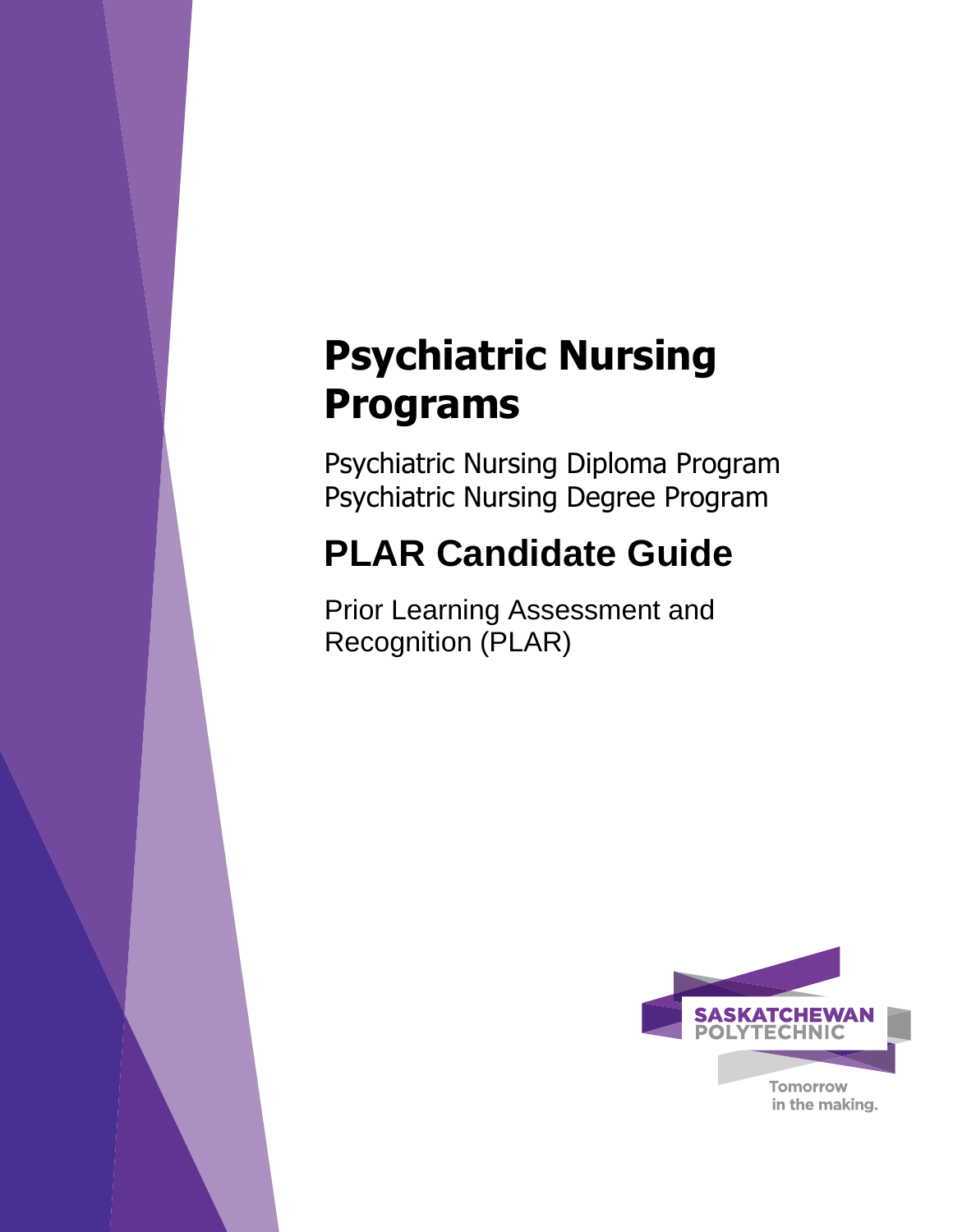# Psychiatric Nursing Programs

Psychiatric Nursing Diploma Program
Psychiatric Nursing Degree Program

## PLAR Candidate Guide

Prior Learning Assessment and Recognition (PLAR)

SASKATCHEWAN POLYTECHNIC

Tomorrow in the making.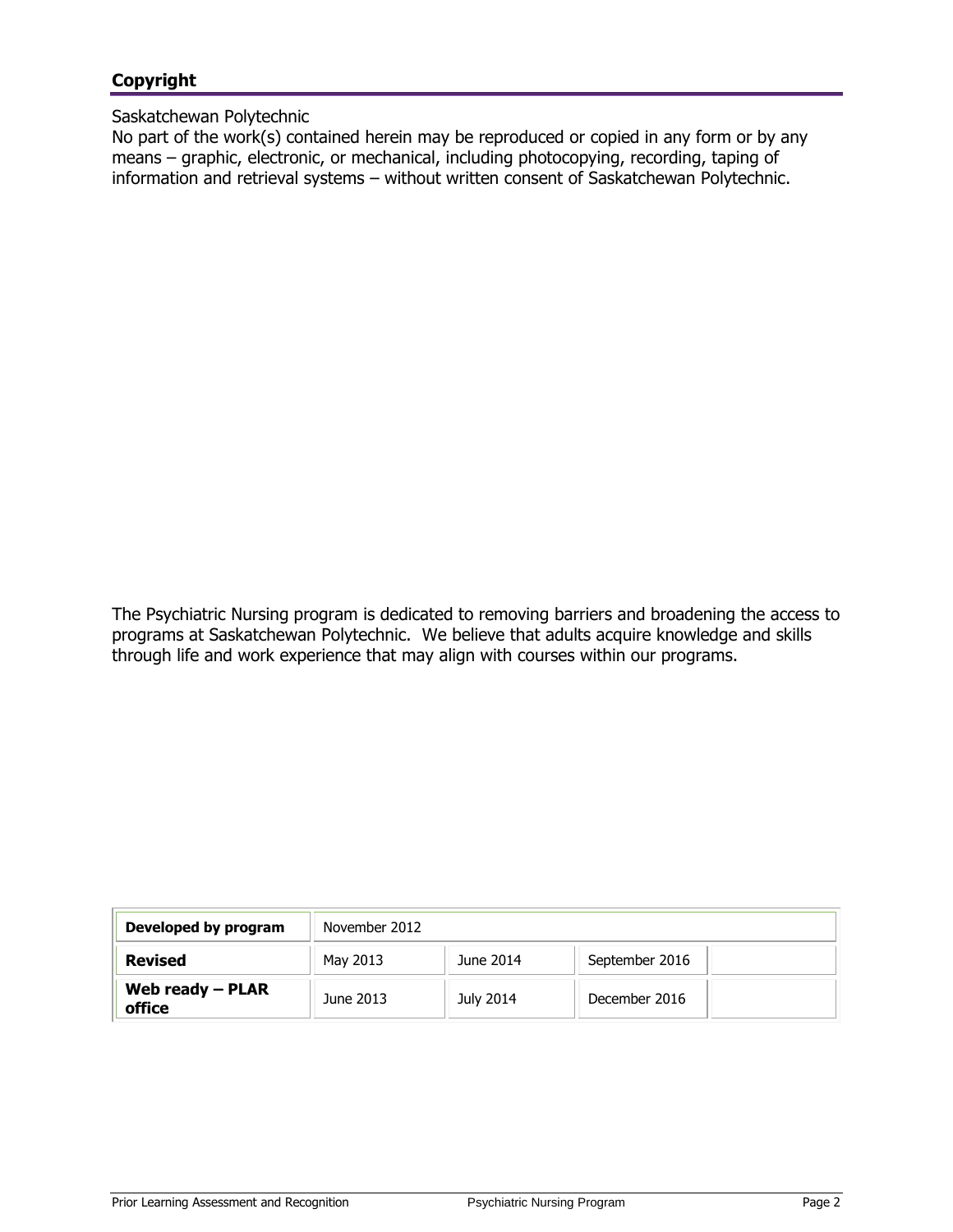## Copyright

Saskatchewan Polytechnic
No part of the work(s) contained herein may be reproduced or copied in any form or by any means – graphic, electronic, or mechanical, including photocopying, recording, taping of information and retrieval systems – without written consent of Saskatchewan Polytechnic.

The Psychiatric Nursing program is dedicated to removing barriers and broadening the access to programs at Saskatchewan Polytechnic. We believe that adults acquire knowledge and skills through life and work experience that may align with courses within our programs.

| **Developed by program** | November 2012 | | | |
|---|---|---|---|---|
| **Revised** | May 2013 | June 2014 | September 2016 | |
| **Web ready – PLAR office** | June 2013 | July 2014 | December 2016 | |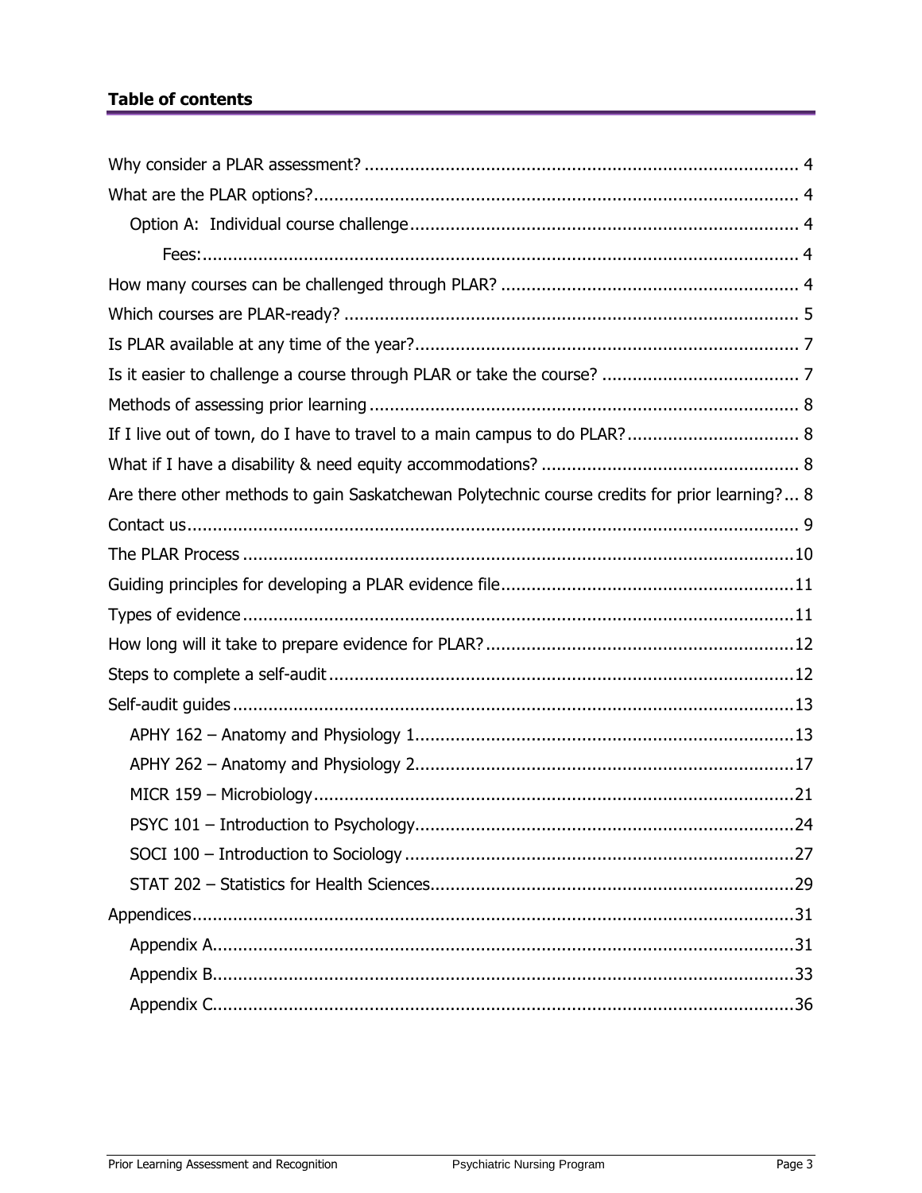# Table of contents

Why consider a PLAR assessment? ..................................................................................... 4

What are the PLAR options?............................................................................................... 4

  Option A: Individual course challenge ............................................................................ 4

    Fees:.................................................................................................................... 4

How many courses can be challenged through PLAR? .......................................................... 4

Which courses are PLAR-ready? ......................................................................................... 5

Is PLAR available at any time of the year?........................................................................... 7

Is it easier to challenge a course through PLAR or take the course? ....................................... 7

Methods of assessing prior learning .................................................................................... 8

If I live out of town, do I have to travel to a main campus to do PLAR?.................................. 8

What if I have a disability & need equity accommodations? .................................................. 8

Are there other methods to gain Saskatchewan Polytechnic course credits for prior learning?... 8

Contact us........................................................................................................................ 9

The PLAR Process ............................................................................................................10

Guiding principles for developing a PLAR evidence file..........................................................11

Types of evidence ............................................................................................................11

How long will it take to prepare evidence for PLAR?.............................................................12

Steps to complete a self-audit ...........................................................................................12

Self-audit guides ..............................................................................................................13

  APHY 162 – Anatomy and Physiology 1..........................................................................13

  APHY 262 – Anatomy and Physiology 2..........................................................................17

  MICR 159 – Microbiology..............................................................................................21

  PSYC 101 – Introduction to Psychology..........................................................................24

  SOCI 100 – Introduction to Sociology ............................................................................27

  STAT 202 – Statistics for Health Sciences.......................................................................29

Appendices......................................................................................................................31

  Appendix A.................................................................................................................31

  Appendix B.................................................................................................................33

  Appendix C.................................................................................................................36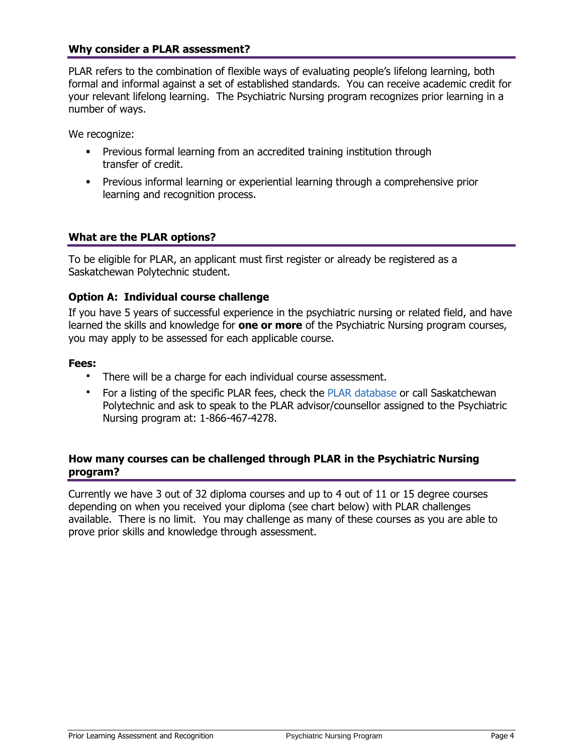## Why consider a PLAR assessment?

PLAR refers to the combination of flexible ways of evaluating people's lifelong learning, both formal and informal against a set of established standards. You can receive academic credit for your relevant lifelong learning. The Psychiatric Nursing program recognizes prior learning in a number of ways.

We recognize:

- Previous formal learning from an accredited training institution through transfer of credit.
- Previous informal learning or experiential learning through a comprehensive prior learning and recognition process.

## What are the PLAR options?

To be eligible for PLAR, an applicant must first register or already be registered as a Saskatchewan Polytechnic student.

### Option A: Individual course challenge

If you have 5 years of successful experience in the psychiatric nursing or related field, and have learned the skills and knowledge for **one or more** of the Psychiatric Nursing program courses, you may apply to be assessed for each applicable course.

**Fees:**

- There will be a charge for each individual course assessment.
- For a listing of the specific PLAR fees, check the PLAR database or call Saskatchewan Polytechnic and ask to speak to the PLAR advisor/counsellor assigned to the Psychiatric Nursing program at: 1-866-467-4278.

## How many courses can be challenged through PLAR in the Psychiatric Nursing program?

Currently we have 3 out of 32 diploma courses and up to 4 out of 11 or 15 degree courses depending on when you received your diploma (see chart below) with PLAR challenges available. There is no limit. You may challenge as many of these courses as you are able to prove prior skills and knowledge through assessment.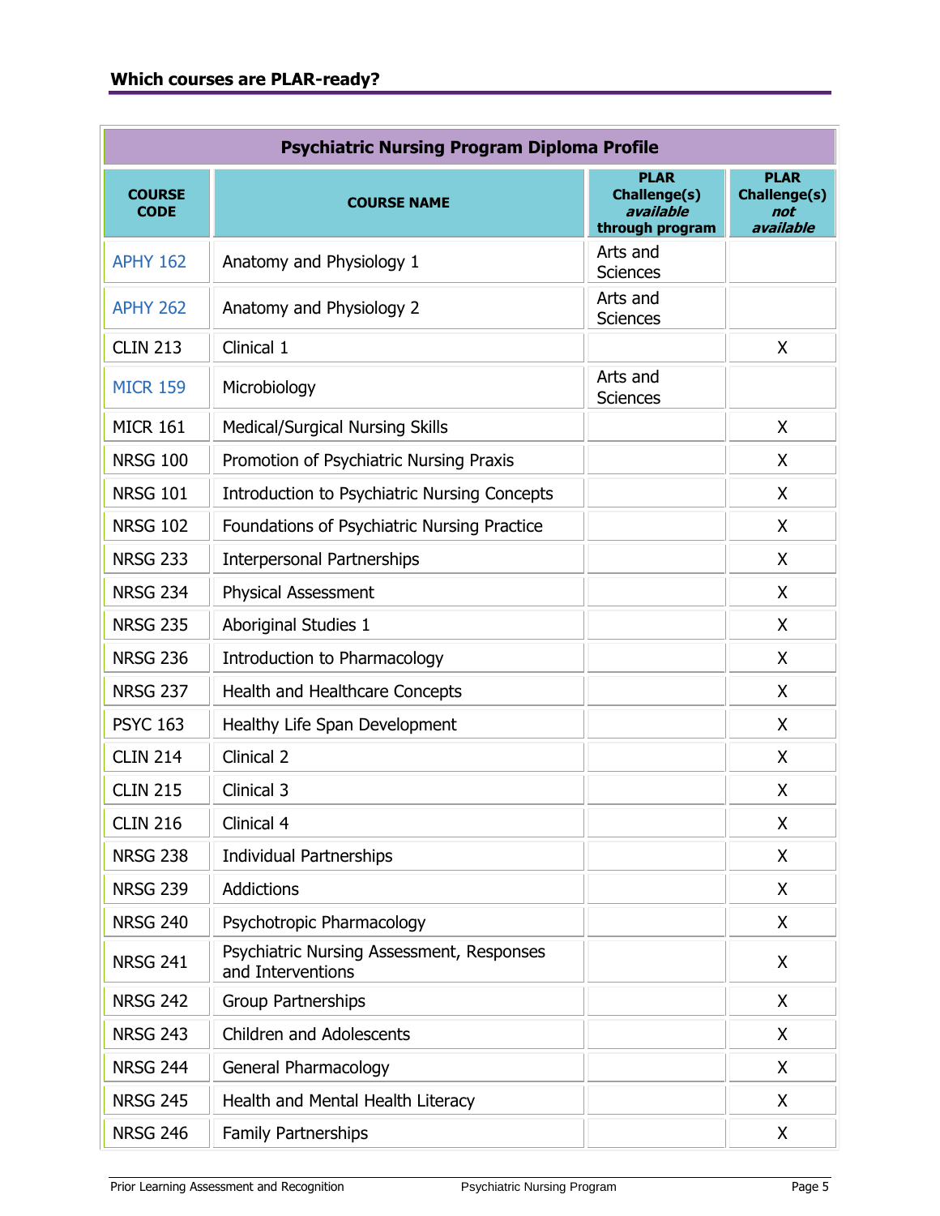## Which courses are PLAR-ready?

| Psychiatric Nursing Program Diploma Profile | | | |
|---|---|---|---|
| **COURSE CODE** | **COURSE NAME** | **PLAR Challenge(s) *available* through program** | **PLAR Challenge(s) *not available*** |
| APHY 162 | Anatomy and Physiology 1 | Arts and Sciences | |
| APHY 262 | Anatomy and Physiology 2 | Arts and Sciences | |
| CLIN 213 | Clinical 1 | | X |
| MICR 159 | Microbiology | Arts and Sciences | |
| MICR 161 | Medical/Surgical Nursing Skills | | X |
| NRSG 100 | Promotion of Psychiatric Nursing Praxis | | X |
| NRSG 101 | Introduction to Psychiatric Nursing Concepts | | X |
| NRSG 102 | Foundations of Psychiatric Nursing Practice | | X |
| NRSG 233 | Interpersonal Partnerships | | X |
| NRSG 234 | Physical Assessment | | X |
| NRSG 235 | Aboriginal Studies 1 | | X |
| NRSG 236 | Introduction to Pharmacology | | X |
| NRSG 237 | Health and Healthcare Concepts | | X |
| PSYC 163 | Healthy Life Span Development | | X |
| CLIN 214 | Clinical 2 | | X |
| CLIN 215 | Clinical 3 | | X |
| CLIN 216 | Clinical 4 | | X |
| NRSG 238 | Individual Partnerships | | X |
| NRSG 239 | Addictions | | X |
| NRSG 240 | Psychotropic Pharmacology | | X |
| NRSG 241 | Psychiatric Nursing Assessment, Responses and Interventions | | X |
| NRSG 242 | Group Partnerships | | X |
| NRSG 243 | Children and Adolescents | | X |
| NRSG 244 | General Pharmacology | | X |
| NRSG 245 | Health and Mental Health Literacy | | X |
| NRSG 246 | Family Partnerships | | X |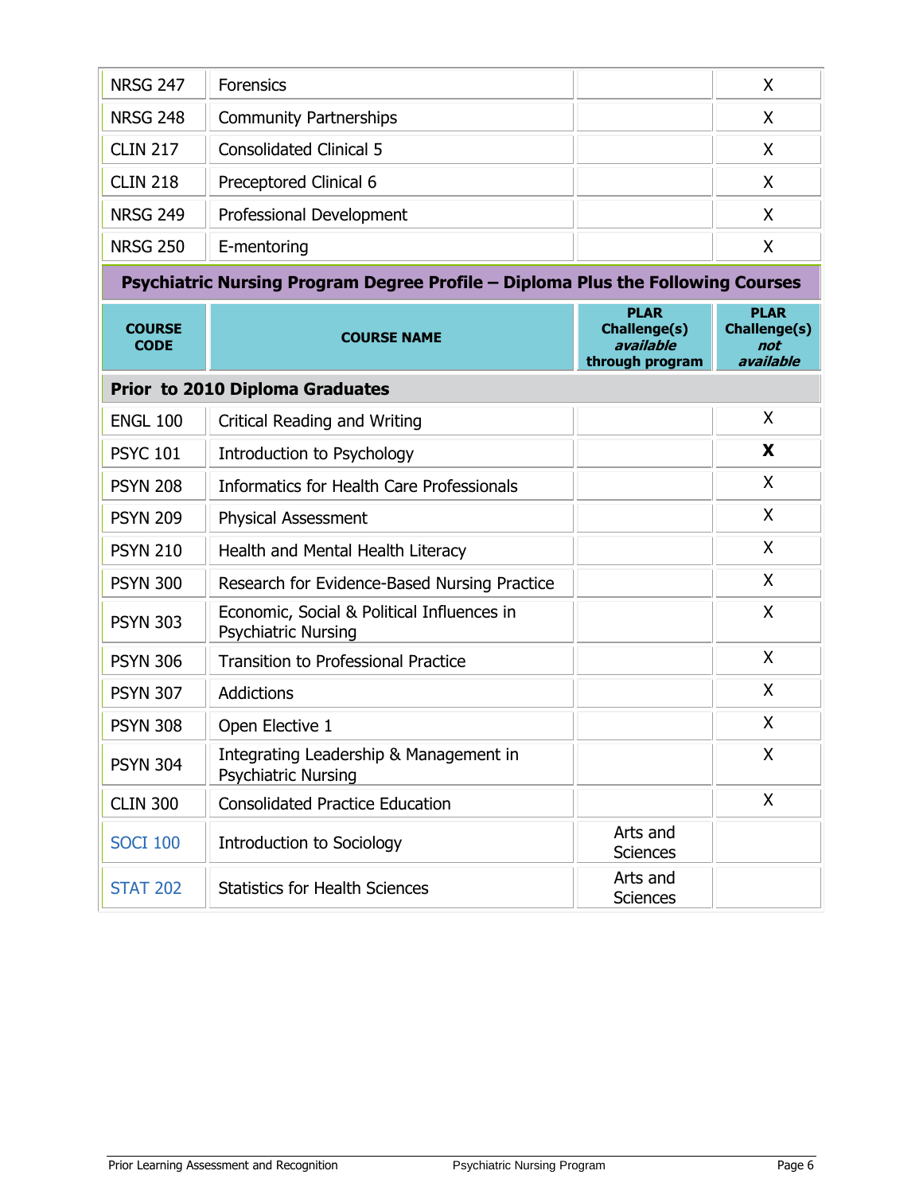| | | | |
|---|---|---|---|
| NRSG 247 | Forensics | | X |
| NRSG 248 | Community Partnerships | | X |
| CLIN 217 | Consolidated Clinical 5 | | X |
| CLIN 218 | Preceptored Clinical 6 | | X |
| NRSG 249 | Professional Development | | X |
| NRSG 250 | E-mentoring | | X |

**Psychiatric Nursing Program Degree Profile – Diploma Plus the Following Courses**

| COURSE CODE | COURSE NAME | PLAR Challenge(s) ***available*** through program | PLAR Challenge(s) ***not available*** |
|---|---|---|---|
| **Prior to 2010 Diploma Graduates** | | | |
| ENGL 100 | Critical Reading and Writing | | X |
| PSYC 101 | Introduction to Psychology | | **X** |
| PSYN 208 | Informatics for Health Care Professionals | | X |
| PSYN 209 | Physical Assessment | | X |
| PSYN 210 | Health and Mental Health Literacy | | X |
| PSYN 300 | Research for Evidence-Based Nursing Practice | | X |
| PSYN 303 | Economic, Social & Political Influences in Psychiatric Nursing | | X |
| PSYN 306 | Transition to Professional Practice | | X |
| PSYN 307 | Addictions | | X |
| PSYN 308 | Open Elective 1 | | X |
| PSYN 304 | Integrating Leadership & Management in Psychiatric Nursing | | X |
| CLIN 300 | Consolidated Practice Education | | X |
| SOCI 100 | Introduction to Sociology | Arts and Sciences | |
| STAT 202 | Statistics for Health Sciences | Arts and Sciences | |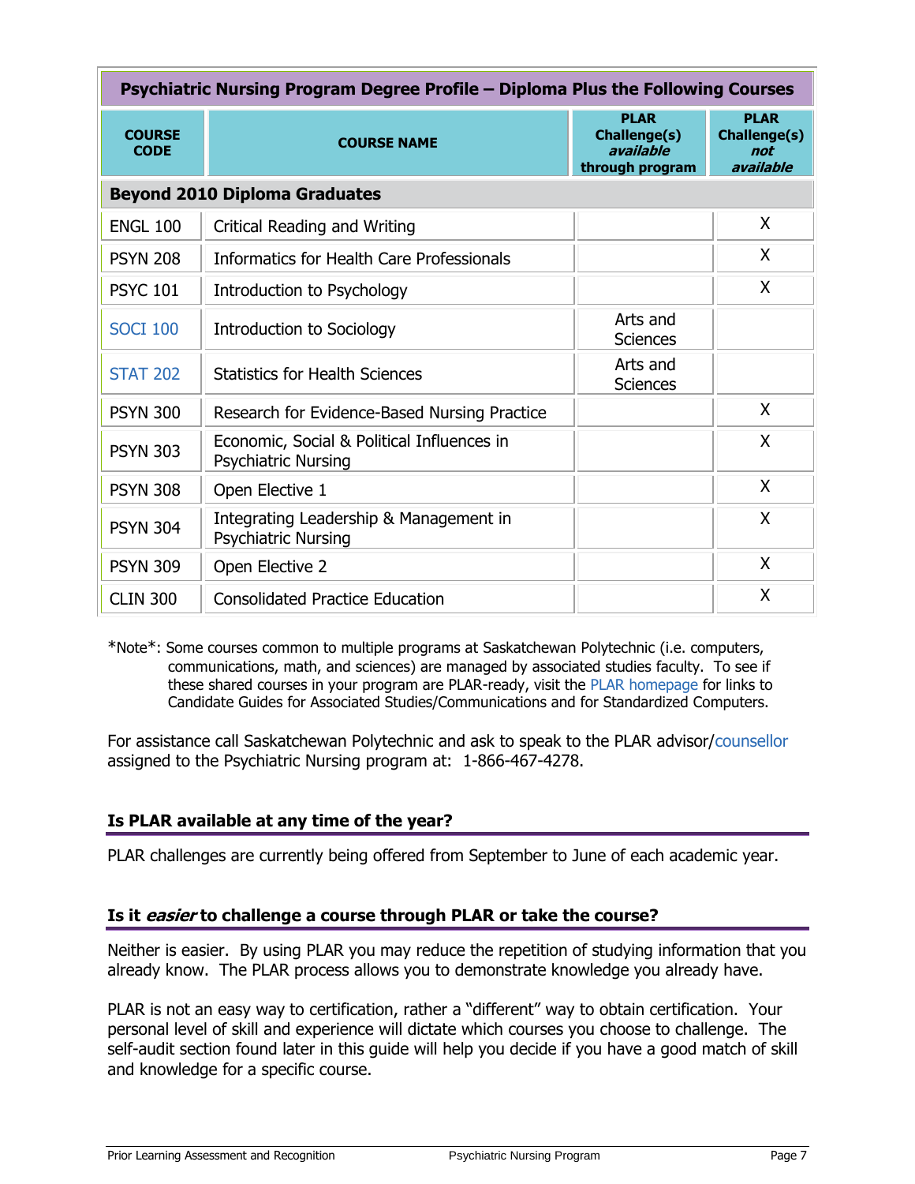| Psychiatric Nursing Program Degree Profile – Diploma Plus the Following Courses | | | |
|---|---|---|---|
| **COURSE CODE** | **COURSE NAME** | **PLAR Challenge(s) *available* through program** | **PLAR Challenge(s) *not available*** |
| **Beyond 2010 Diploma Graduates** | | | |
| ENGL 100 | Critical Reading and Writing | | X |
| PSYN 208 | Informatics for Health Care Professionals | | X |
| PSYC 101 | Introduction to Psychology | | X |
| SOCI 100 | Introduction to Sociology | Arts and Sciences | |
| STAT 202 | Statistics for Health Sciences | Arts and Sciences | |
| PSYN 300 | Research for Evidence-Based Nursing Practice | | X |
| PSYN 303 | Economic, Social & Political Influences in Psychiatric Nursing | | X |
| PSYN 308 | Open Elective 1 | | X |
| PSYN 304 | Integrating Leadership & Management in Psychiatric Nursing | | X |
| PSYN 309 | Open Elective 2 | | X |
| CLIN 300 | Consolidated Practice Education | | X |

*Note*: Some courses common to multiple programs at Saskatchewan Polytechnic (i.e. computers, communications, math, and sciences) are managed by associated studies faculty. To see if these shared courses in your program are PLAR-ready, visit the PLAR homepage for links to Candidate Guides for Associated Studies/Communications and for Standardized Computers.

For assistance call Saskatchewan Polytechnic and ask to speak to the PLAR advisor/counsellor assigned to the Psychiatric Nursing program at: 1-866-467-4278.

## Is PLAR available at any time of the year?

PLAR challenges are currently being offered from September to June of each academic year.

## Is it *easier* to challenge a course through PLAR or take the course?

Neither is easier. By using PLAR you may reduce the repetition of studying information that you already know. The PLAR process allows you to demonstrate knowledge you already have.

PLAR is not an easy way to certification, rather a "different" way to obtain certification. Your personal level of skill and experience will dictate which courses you choose to challenge. The self-audit section found later in this guide will help you decide if you have a good match of skill and knowledge for a specific course.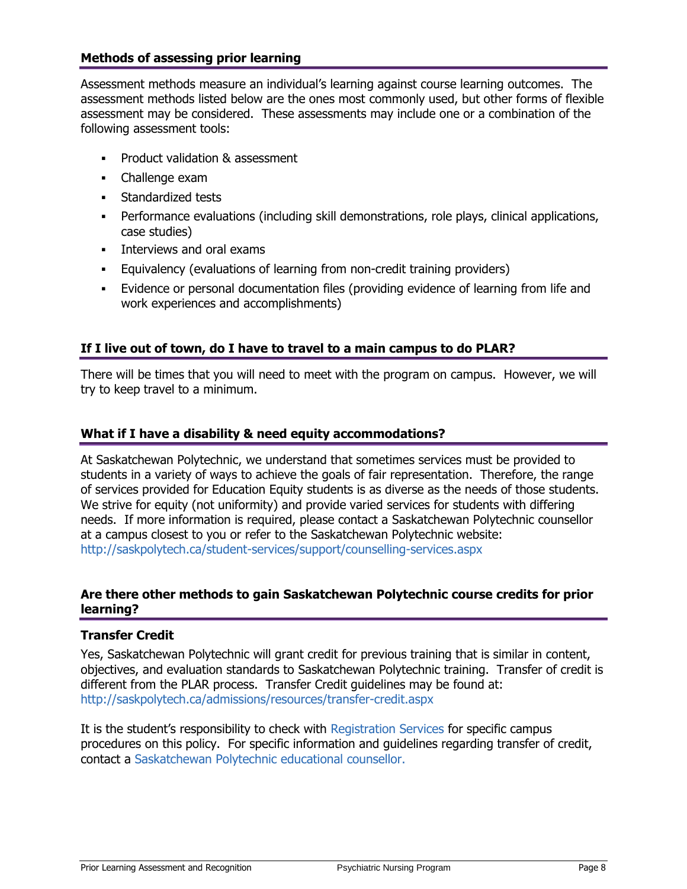## Methods of assessing prior learning

Assessment methods measure an individual's learning against course learning outcomes. The assessment methods listed below are the ones most commonly used, but other forms of flexible assessment may be considered. These assessments may include one or a combination of the following assessment tools:

- Product validation & assessment
- Challenge exam
- Standardized tests
- Performance evaluations (including skill demonstrations, role plays, clinical applications, case studies)
- Interviews and oral exams
- Equivalency (evaluations of learning from non-credit training providers)
- Evidence or personal documentation files (providing evidence of learning from life and work experiences and accomplishments)

## If I live out of town, do I have to travel to a main campus to do PLAR?

There will be times that you will need to meet with the program on campus. However, we will try to keep travel to a minimum.

## What if I have a disability & need equity accommodations?

At Saskatchewan Polytechnic, we understand that sometimes services must be provided to students in a variety of ways to achieve the goals of fair representation. Therefore, the range of services provided for Education Equity students is as diverse as the needs of those students. We strive for equity (not uniformity) and provide varied services for students with differing needs. If more information is required, please contact a Saskatchewan Polytechnic counsellor at a campus closest to you or refer to the Saskatchewan Polytechnic website: http://saskpolytech.ca/student-services/support/counselling-services.aspx

## Are there other methods to gain Saskatchewan Polytechnic course credits for prior learning?

### Transfer Credit

Yes, Saskatchewan Polytechnic will grant credit for previous training that is similar in content, objectives, and evaluation standards to Saskatchewan Polytechnic training. Transfer of credit is different from the PLAR process. Transfer Credit guidelines may be found at: http://saskpolytech.ca/admissions/resources/transfer-credit.aspx

It is the student's responsibility to check with Registration Services for specific campus procedures on this policy. For specific information and guidelines regarding transfer of credit, contact a Saskatchewan Polytechnic educational counsellor.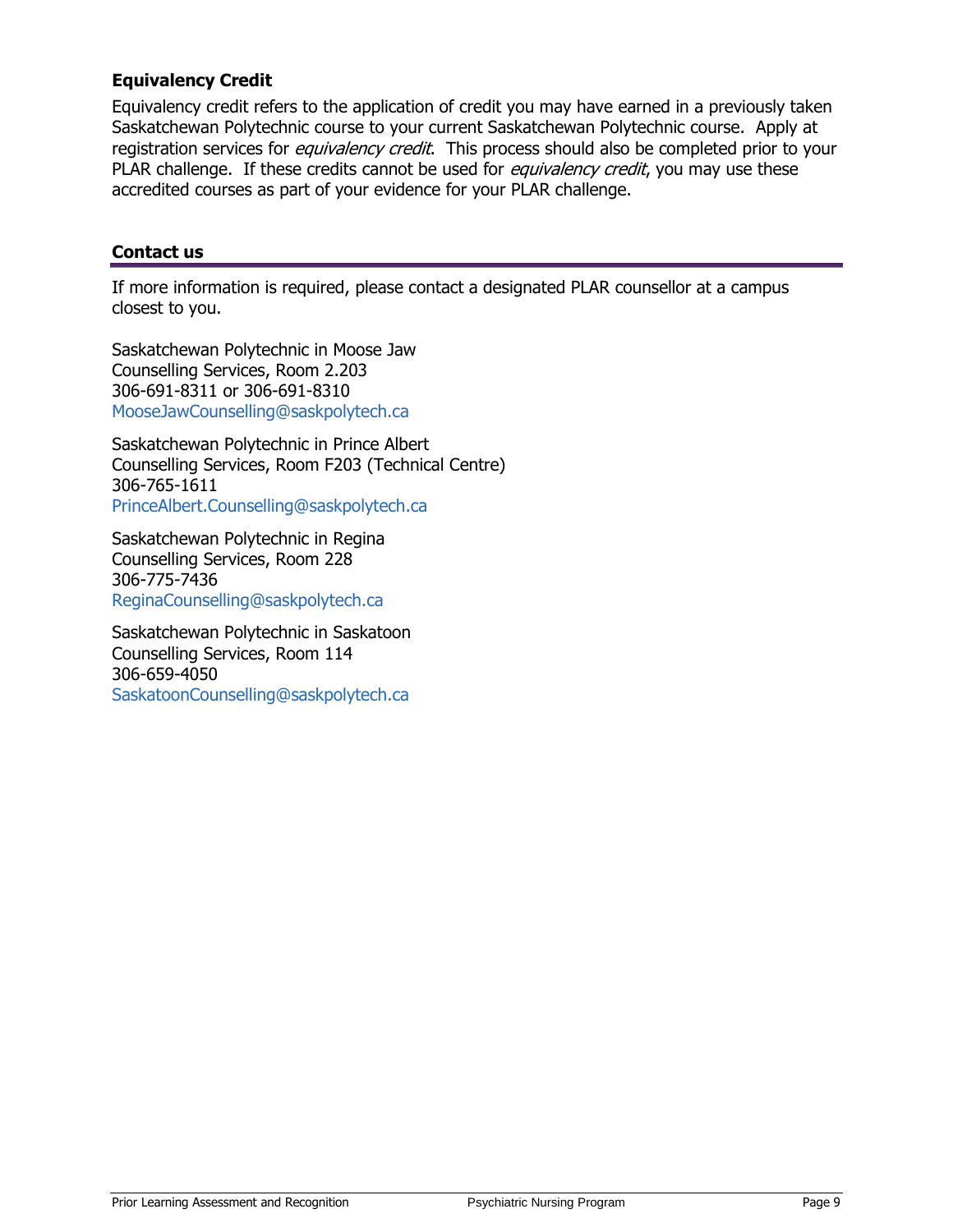### Equivalency Credit

Equivalency credit refers to the application of credit you may have earned in a previously taken Saskatchewan Polytechnic course to your current Saskatchewan Polytechnic course. Apply at registration services for *equivalency credit*. This process should also be completed prior to your PLAR challenge. If these credits cannot be used for *equivalency credit*, you may use these accredited courses as part of your evidence for your PLAR challenge.

### Contact us

If more information is required, please contact a designated PLAR counsellor at a campus closest to you.

Saskatchewan Polytechnic in Moose Jaw
Counselling Services, Room 2.203
306-691-8311 or 306-691-8310
MooseJawCounselling@saskpolytech.ca

Saskatchewan Polytechnic in Prince Albert
Counselling Services, Room F203 (Technical Centre)
306-765-1611
PrinceAlbert.Counselling@saskpolytech.ca

Saskatchewan Polytechnic in Regina
Counselling Services, Room 228
306-775-7436
ReginaCounselling@saskpolytech.ca

Saskatchewan Polytechnic in Saskatoon
Counselling Services, Room 114
306-659-4050
SaskatoonCounselling@saskpolytech.ca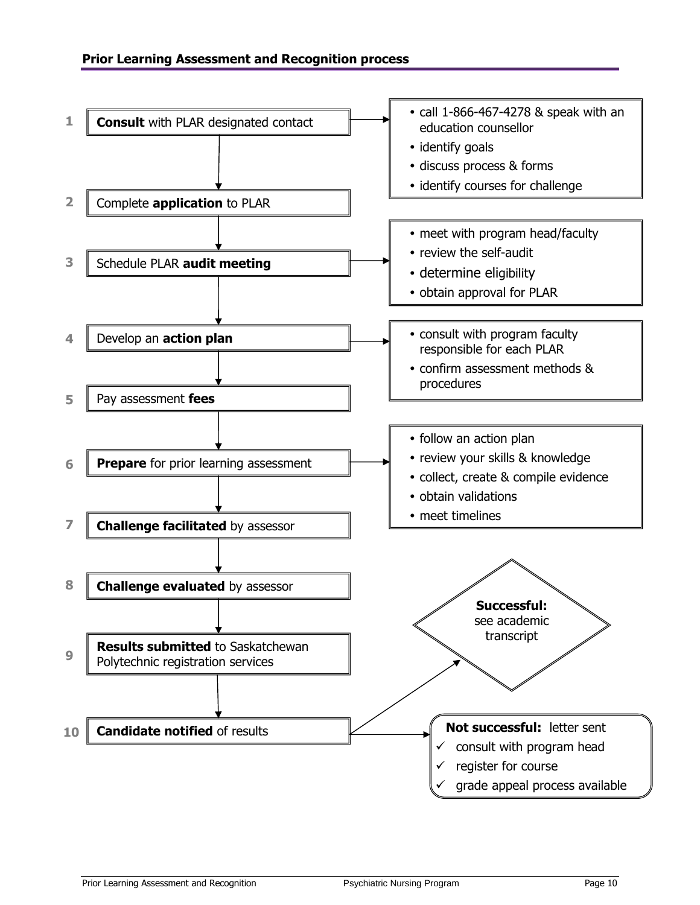## Prior Learning Assessment and Recognition process

1. **Consult** with PLAR designated contact
   - call 1-866-467-4278 & speak with an education counsellor
   - identify goals
   - discuss process & forms
   - identify courses for challenge
2. Complete **application** to PLAR
3. Schedule PLAR **audit meeting**
   - meet with program head/faculty
   - review the self-audit
   - determine eligibility
   - obtain approval for PLAR
4. Develop an **action plan**
   - consult with program faculty responsible for each PLAR
   - confirm assessment methods & procedures
5. Pay assessment **fees**
6. **Prepare** for prior learning assessment
   - follow an action plan
   - review your skills & knowledge
   - collect, create & compile evidence
   - obtain validations
   - meet timelines
7. **Challenge facilitated** by assessor
8. **Challenge evaluated** by assessor
9. **Results submitted** to Saskatchewan Polytechnic registration services
10. **Candidate notified** of results
    - **Successful:** see academic transcript
    - **Not successful:** letter sent
      - ✓ consult with program head
      - ✓ register for course
      - ✓ grade appeal process available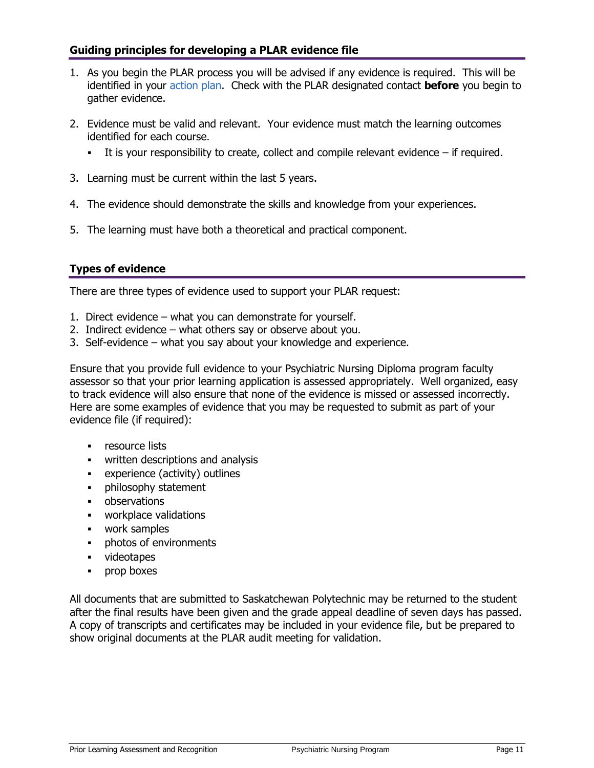## Guiding principles for developing a PLAR evidence file

1. As you begin the PLAR process you will be advised if any evidence is required. This will be identified in your action plan. Check with the PLAR designated contact **before** you begin to gather evidence.

2. Evidence must be valid and relevant. Your evidence must match the learning outcomes identified for each course.
   - It is your responsibility to create, collect and compile relevant evidence – if required.

3. Learning must be current within the last 5 years.

4. The evidence should demonstrate the skills and knowledge from your experiences.

5. The learning must have both a theoretical and practical component.

## Types of evidence

There are three types of evidence used to support your PLAR request:

1. Direct evidence – what you can demonstrate for yourself.
2. Indirect evidence – what others say or observe about you.
3. Self-evidence – what you say about your knowledge and experience.

Ensure that you provide full evidence to your Psychiatric Nursing Diploma program faculty assessor so that your prior learning application is assessed appropriately. Well organized, easy to track evidence will also ensure that none of the evidence is missed or assessed incorrectly. Here are some examples of evidence that you may be requested to submit as part of your evidence file (if required):

- resource lists
- written descriptions and analysis
- experience (activity) outlines
- philosophy statement
- observations
- workplace validations
- work samples
- photos of environments
- videotapes
- prop boxes

All documents that are submitted to Saskatchewan Polytechnic may be returned to the student after the final results have been given and the grade appeal deadline of seven days has passed. A copy of transcripts and certificates may be included in your evidence file, but be prepared to show original documents at the PLAR audit meeting for validation.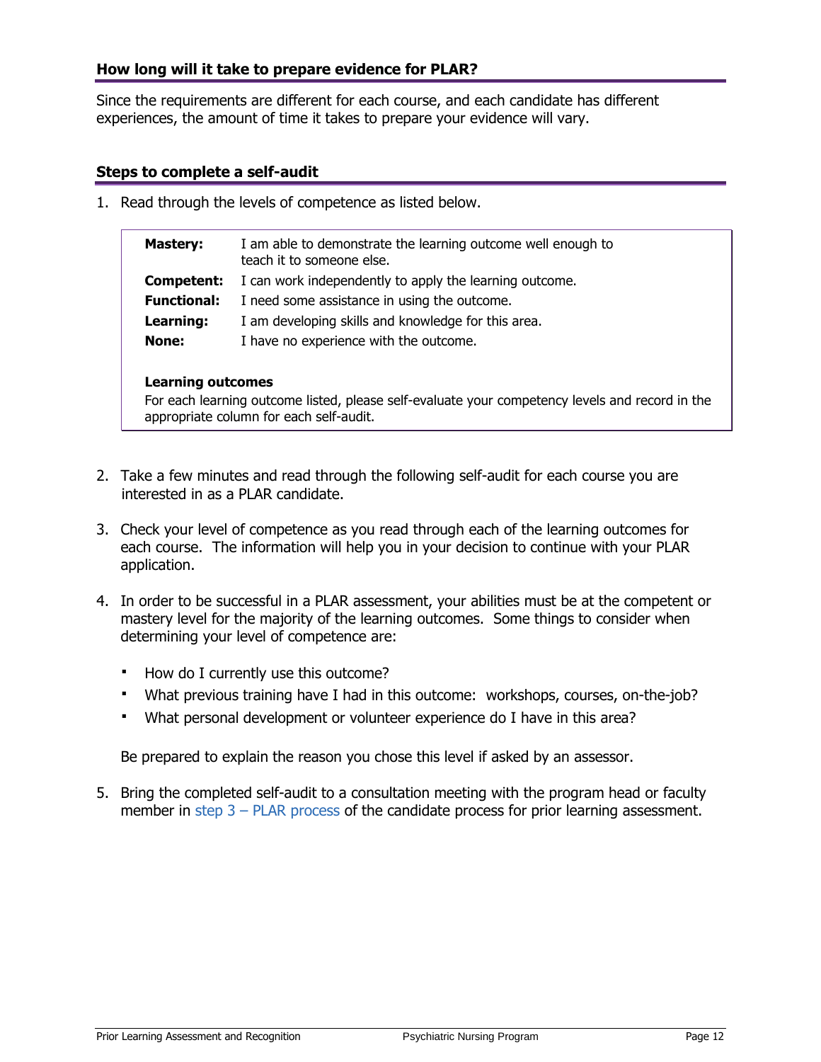## How long will it take to prepare evidence for PLAR?

Since the requirements are different for each course, and each candidate has different experiences, the amount of time it takes to prepare your evidence will vary.

## Steps to complete a self-audit

1. Read through the levels of competence as listed below.

| | |
|---|---|
| **Mastery:** | I am able to demonstrate the learning outcome well enough to teach it to someone else. |
| **Competent:** | I can work independently to apply the learning outcome. |
| **Functional:** | I need some assistance in using the outcome. |
| **Learning:** | I am developing skills and knowledge for this area. |
| **None:** | I have no experience with the outcome. |

**Learning outcomes**
For each learning outcome listed, please self-evaluate your competency levels and record in the appropriate column for each self-audit.

2. Take a few minutes and read through the following self-audit for each course you are interested in as a PLAR candidate.

3. Check your level of competence as you read through each of the learning outcomes for each course. The information will help you in your decision to continue with your PLAR application.

4. In order to be successful in a PLAR assessment, your abilities must be at the competent or mastery level for the majority of the learning outcomes. Some things to consider when determining your level of competence are:

   - How do I currently use this outcome?
   - What previous training have I had in this outcome: workshops, courses, on-the-job?
   - What personal development or volunteer experience do I have in this area?

   Be prepared to explain the reason you chose this level if asked by an assessor.

5. Bring the completed self-audit to a consultation meeting with the program head or faculty member in step 3 – PLAR process of the candidate process for prior learning assessment.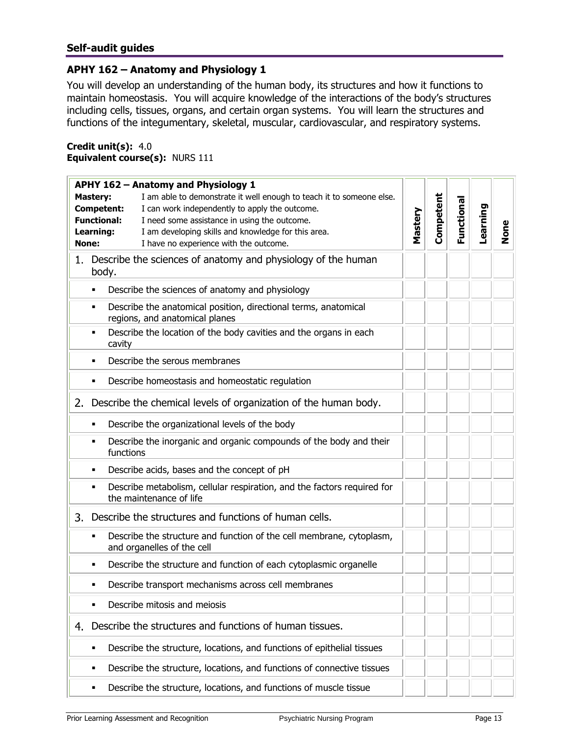## Self-audit guides

### APHY 162 – Anatomy and Physiology 1

You will develop an understanding of the human body, its structures and how it functions to maintain homeostasis. You will acquire knowledge of the interactions of the body's structures including cells, tissues, organs, and certain organ systems. You will learn the structures and functions of the integumentary, skeletal, muscular, cardiovascular, and respiratory systems.

**Credit unit(s):** 4.0
**Equivalent course(s):** NURS 111

| **APHY 162 – Anatomy and Physiology 1**<br>**Mastery:** I am able to demonstrate it well enough to teach it to someone else.<br>**Competent:** I can work independently to apply the outcome.<br>**Functional:** I need some assistance in using the outcome.<br>**Learning:** I am developing skills and knowledge for this area.<br>**None:** I have no experience with the outcome. | Mastery | Competent | Functional | Learning | None |
|---|---|---|---|---|---|
| 1. Describe the sciences of anatomy and physiology of the human body. | | | | | |
| ▪ Describe the sciences of anatomy and physiology | | | | | |
| ▪ Describe the anatomical position, directional terms, anatomical regions, and anatomical planes | | | | | |
| ▪ Describe the location of the body cavities and the organs in each cavity | | | | | |
| ▪ Describe the serous membranes | | | | | |
| ▪ Describe homeostasis and homeostatic regulation | | | | | |
| 2. Describe the chemical levels of organization of the human body. | | | | | |
| ▪ Describe the organizational levels of the body | | | | | |
| ▪ Describe the inorganic and organic compounds of the body and their functions | | | | | |
| ▪ Describe acids, bases and the concept of pH | | | | | |
| ▪ Describe metabolism, cellular respiration, and the factors required for the maintenance of life | | | | | |
| 3. Describe the structures and functions of human cells. | | | | | |
| ▪ Describe the structure and function of the cell membrane, cytoplasm, and organelles of the cell | | | | | |
| ▪ Describe the structure and function of each cytoplasmic organelle | | | | | |
| ▪ Describe transport mechanisms across cell membranes | | | | | |
| ▪ Describe mitosis and meiosis | | | | | |
| 4. Describe the structures and functions of human tissues. | | | | | |
| ▪ Describe the structure, locations, and functions of epithelial tissues | | | | | |
| ▪ Describe the structure, locations, and functions of connective tissues | | | | | |
| ▪ Describe the structure, locations, and functions of muscle tissue | | | | | |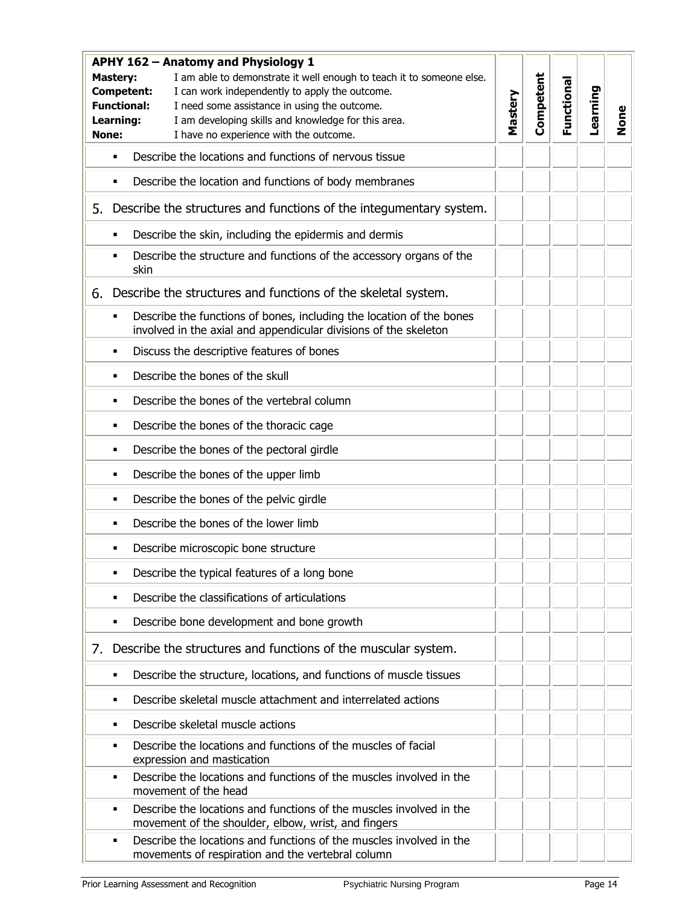| **APHY 162 – Anatomy and Physiology 1**<br>**Mastery:** I am able to demonstrate it well enough to teach it to someone else.<br>**Competent:** I can work independently to apply the outcome.<br>**Functional:** I need some assistance in using the outcome.<br>**Learning:** I am developing skills and knowledge for this area.<br>**None:** I have no experience with the outcome. | **Mastery** | **Competent** | **Functional** | **Learning** | **None** |
|---|---|---|---|---|---|
| ▪ Describe the locations and functions of nervous tissue | | | | | |
| ▪ Describe the location and functions of body membranes | | | | | |
| 5. Describe the structures and functions of the integumentary system. | | | | | |
| ▪ Describe the skin, including the epidermis and dermis | | | | | |
| ▪ Describe the structure and functions of the accessory organs of the skin | | | | | |
| 6. Describe the structures and functions of the skeletal system. | | | | | |
| ▪ Describe the functions of bones, including the location of the bones involved in the axial and appendicular divisions of the skeleton | | | | | |
| ▪ Discuss the descriptive features of bones | | | | | |
| ▪ Describe the bones of the skull | | | | | |
| ▪ Describe the bones of the vertebral column | | | | | |
| ▪ Describe the bones of the thoracic cage | | | | | |
| ▪ Describe the bones of the pectoral girdle | | | | | |
| ▪ Describe the bones of the upper limb | | | | | |
| ▪ Describe the bones of the pelvic girdle | | | | | |
| ▪ Describe the bones of the lower limb | | | | | |
| ▪ Describe microscopic bone structure | | | | | |
| ▪ Describe the typical features of a long bone | | | | | |
| ▪ Describe the classifications of articulations | | | | | |
| ▪ Describe bone development and bone growth | | | | | |
| 7. Describe the structures and functions of the muscular system. | | | | | |
| ▪ Describe the structure, locations, and functions of muscle tissues | | | | | |
| ▪ Describe skeletal muscle attachment and interrelated actions | | | | | |
| ▪ Describe skeletal muscle actions | | | | | |
| ▪ Describe the locations and functions of the muscles of facial expression and mastication | | | | | |
| ▪ Describe the locations and functions of the muscles involved in the movement of the head | | | | | |
| ▪ Describe the locations and functions of the muscles involved in the movement of the shoulder, elbow, wrist, and fingers | | | | | |
| ▪ Describe the locations and functions of the muscles involved in the movements of respiration and the vertebral column | | | | | |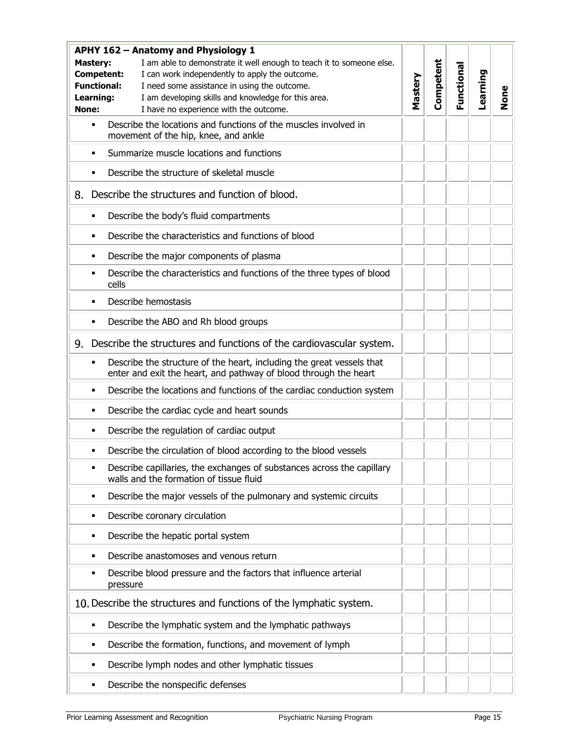| **APHY 162 – Anatomy and Physiology 1**<br>**Mastery:** I am able to demonstrate it well enough to teach it to someone else.<br>**Competent:** I can work independently to apply the outcome.<br>**Functional:** I need some assistance in using the outcome.<br>**Learning:** I am developing skills and knowledge for this area.<br>**None:** I have no experience with the outcome. | **Mastery** | **Competent** | **Functional** | **Learning** | **None** |
|---|---|---|---|---|---|
| ▪ Describe the locations and functions of the muscles involved in movement of the hip, knee, and ankle | | | | | |
| ▪ Summarize muscle locations and functions | | | | | |
| ▪ Describe the structure of skeletal muscle | | | | | |
| 8. Describe the structures and function of blood. | | | | | |
| ▪ Describe the body's fluid compartments | | | | | |
| ▪ Describe the characteristics and functions of blood | | | | | |
| ▪ Describe the major components of plasma | | | | | |
| ▪ Describe the characteristics and functions of the three types of blood cells | | | | | |
| ▪ Describe hemostasis | | | | | |
| ▪ Describe the ABO and Rh blood groups | | | | | |
| 9. Describe the structures and functions of the cardiovascular system. | | | | | |
| ▪ Describe the structure of the heart, including the great vessels that enter and exit the heart, and pathway of blood through the heart | | | | | |
| ▪ Describe the locations and functions of the cardiac conduction system | | | | | |
| ▪ Describe the cardiac cycle and heart sounds | | | | | |
| ▪ Describe the regulation of cardiac output | | | | | |
| ▪ Describe the circulation of blood according to the blood vessels | | | | | |
| ▪ Describe capillaries, the exchanges of substances across the capillary walls and the formation of tissue fluid | | | | | |
| ▪ Describe the major vessels of the pulmonary and systemic circuits | | | | | |
| ▪ Describe coronary circulation | | | | | |
| ▪ Describe the hepatic portal system | | | | | |
| ▪ Describe anastomoses and venous return | | | | | |
| ▪ Describe blood pressure and the factors that influence arterial pressure | | | | | |
| 10. Describe the structures and functions of the lymphatic system. | | | | | |
| ▪ Describe the lymphatic system and the lymphatic pathways | | | | | |
| ▪ Describe the formation, functions, and movement of lymph | | | | | |
| ▪ Describe lymph nodes and other lymphatic tissues | | | | | |
| ▪ Describe the nonspecific defenses | | | | | |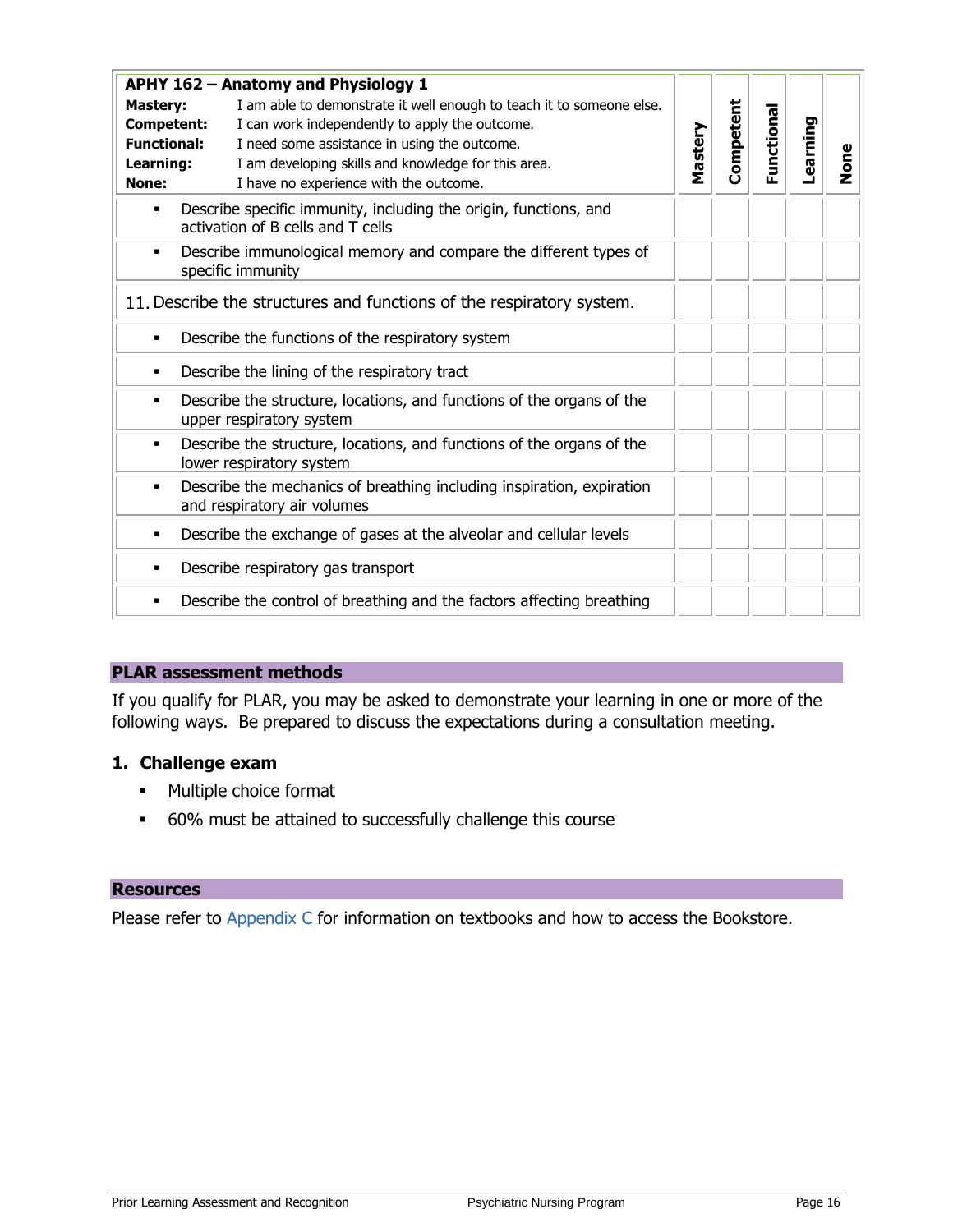| **APHY 162 – Anatomy and Physiology 1**<br>**Mastery:** I am able to demonstrate it well enough to teach it to someone else.<br>**Competent:** I can work independently to apply the outcome.<br>**Functional:** I need some assistance in using the outcome.<br>**Learning:** I am developing skills and knowledge for this area.<br>**None:** I have no experience with the outcome. | **Mastery** | **Competent** | **Functional** | **Learning** | **None** |
|---|---|---|---|---|---|
| ▪ Describe specific immunity, including the origin, functions, and activation of B cells and T cells | | | | | |
| ▪ Describe immunological memory and compare the different types of specific immunity | | | | | |
| 11. Describe the structures and functions of the respiratory system. | | | | | |
| ▪ Describe the functions of the respiratory system | | | | | |
| ▪ Describe the lining of the respiratory tract | | | | | |
| ▪ Describe the structure, locations, and functions of the organs of the upper respiratory system | | | | | |
| ▪ Describe the structure, locations, and functions of the organs of the lower respiratory system | | | | | |
| ▪ Describe the mechanics of breathing including inspiration, expiration and respiratory air volumes | | | | | |
| ▪ Describe the exchange of gases at the alveolar and cellular levels | | | | | |
| ▪ Describe respiratory gas transport | | | | | |
| ▪ Describe the control of breathing and the factors affecting breathing | | | | | |

## PLAR assessment methods

If you qualify for PLAR, you may be asked to demonstrate your learning in one or more of the following ways. Be prepared to discuss the expectations during a consultation meeting.

### 1. Challenge exam

- Multiple choice format
- 60% must be attained to successfully challenge this course

## Resources

Please refer to Appendix C for information on textbooks and how to access the Bookstore.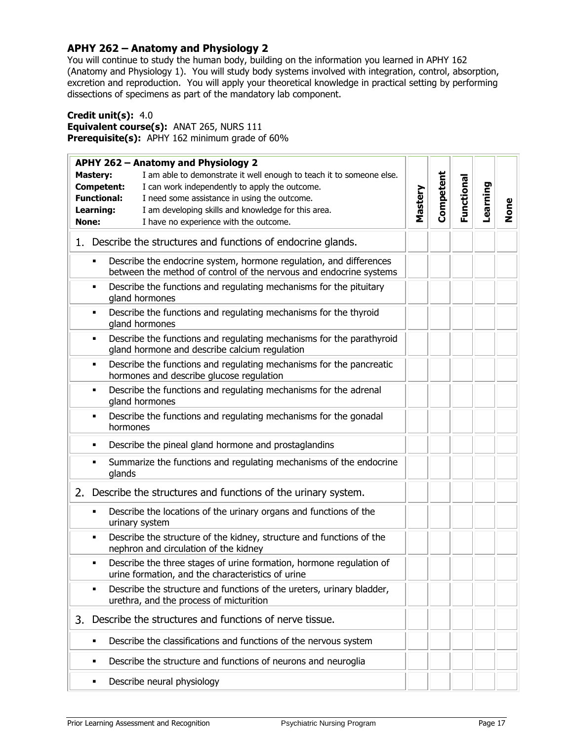## APHY 262 – Anatomy and Physiology 2

You will continue to study the human body, building on the information you learned in APHY 162 (Anatomy and Physiology 1). You will study body systems involved with integration, control, absorption, excretion and reproduction. You will apply your theoretical knowledge in practical setting by performing dissections of specimens as part of the mandatory lab component.

**Credit unit(s):** 4.0
**Equivalent course(s):** ANAT 265, NURS 111
**Prerequisite(s):** APHY 162 minimum grade of 60%

| **APHY 262 – Anatomy and Physiology 2**<br>**Mastery:** I am able to demonstrate it well enough to teach it to someone else.<br>**Competent:** I can work independently to apply the outcome.<br>**Functional:** I need some assistance in using the outcome.<br>**Learning:** I am developing skills and knowledge for this area.<br>**None:** I have no experience with the outcome. | **Mastery** | **Competent** | **Functional** | **Learning** | **None** |
|---|---|---|---|---|---|
| 1. Describe the structures and functions of endocrine glands. | | | | | |
| ▪ Describe the endocrine system, hormone regulation, and differences between the method of control of the nervous and endocrine systems | | | | | |
| ▪ Describe the functions and regulating mechanisms for the pituitary gland hormones | | | | | |
| ▪ Describe the functions and regulating mechanisms for the thyroid gland hormones | | | | | |
| ▪ Describe the functions and regulating mechanisms for the parathyroid gland hormone and describe calcium regulation | | | | | |
| ▪ Describe the functions and regulating mechanisms for the pancreatic hormones and describe glucose regulation | | | | | |
| ▪ Describe the functions and regulating mechanisms for the adrenal gland hormones | | | | | |
| ▪ Describe the functions and regulating mechanisms for the gonadal hormones | | | | | |
| ▪ Describe the pineal gland hormone and prostaglandins | | | | | |
| ▪ Summarize the functions and regulating mechanisms of the endocrine glands | | | | | |
| 2. Describe the structures and functions of the urinary system. | | | | | |
| ▪ Describe the locations of the urinary organs and functions of the urinary system | | | | | |
| ▪ Describe the structure of the kidney, structure and functions of the nephron and circulation of the kidney | | | | | |
| ▪ Describe the three stages of urine formation, hormone regulation of urine formation, and the characteristics of urine | | | | | |
| ▪ Describe the structure and functions of the ureters, urinary bladder, urethra, and the process of micturition | | | | | |
| 3. Describe the structures and functions of nerve tissue. | | | | | |
| ▪ Describe the classifications and functions of the nervous system | | | | | |
| ▪ Describe the structure and functions of neurons and neuroglia | | | | | |
| ▪ Describe neural physiology | | | | | |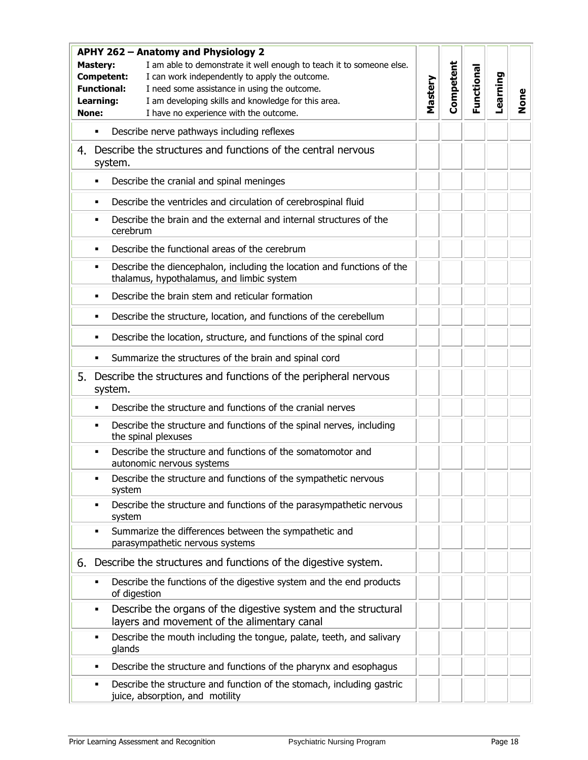| **APHY 262 – Anatomy and Physiology 2**<br>**Mastery:** I am able to demonstrate it well enough to teach it to someone else.<br>**Competent:** I can work independently to apply the outcome.<br>**Functional:** I need some assistance in using the outcome.<br>**Learning:** I am developing skills and knowledge for this area.<br>**None:** I have no experience with the outcome. | **Mastery** | **Competent** | **Functional** | **Learning** | **None** |
|---|---|---|---|---|---|
| ▪ Describe nerve pathways including reflexes | | | | | |
| 4. Describe the structures and functions of the central nervous system. | | | | | |
| ▪ Describe the cranial and spinal meninges | | | | | |
| ▪ Describe the ventricles and circulation of cerebrospinal fluid | | | | | |
| ▪ Describe the brain and the external and internal structures of the cerebrum | | | | | |
| ▪ Describe the functional areas of the cerebrum | | | | | |
| ▪ Describe the diencephalon, including the location and functions of the thalamus, hypothalamus, and limbic system | | | | | |
| ▪ Describe the brain stem and reticular formation | | | | | |
| ▪ Describe the structure, location, and functions of the cerebellum | | | | | |
| ▪ Describe the location, structure, and functions of the spinal cord | | | | | |
| ▪ Summarize the structures of the brain and spinal cord | | | | | |
| 5. Describe the structures and functions of the peripheral nervous system. | | | | | |
| ▪ Describe the structure and functions of the cranial nerves | | | | | |
| ▪ Describe the structure and functions of the spinal nerves, including the spinal plexuses | | | | | |
| ▪ Describe the structure and functions of the somatomotor and autonomic nervous systems | | | | | |
| ▪ Describe the structure and functions of the sympathetic nervous system | | | | | |
| ▪ Describe the structure and functions of the parasympathetic nervous system | | | | | |
| ▪ Summarize the differences between the sympathetic and parasympathetic nervous systems | | | | | |
| 6. Describe the structures and functions of the digestive system. | | | | | |
| ▪ Describe the functions of the digestive system and the end products of digestion | | | | | |
| ▪ Describe the organs of the digestive system and the structural layers and movement of the alimentary canal | | | | | |
| ▪ Describe the mouth including the tongue, palate, teeth, and salivary glands | | | | | |
| ▪ Describe the structure and functions of the pharynx and esophagus | | | | | |
| ▪ Describe the structure and function of the stomach, including gastric juice, absorption, and motility | | | | | |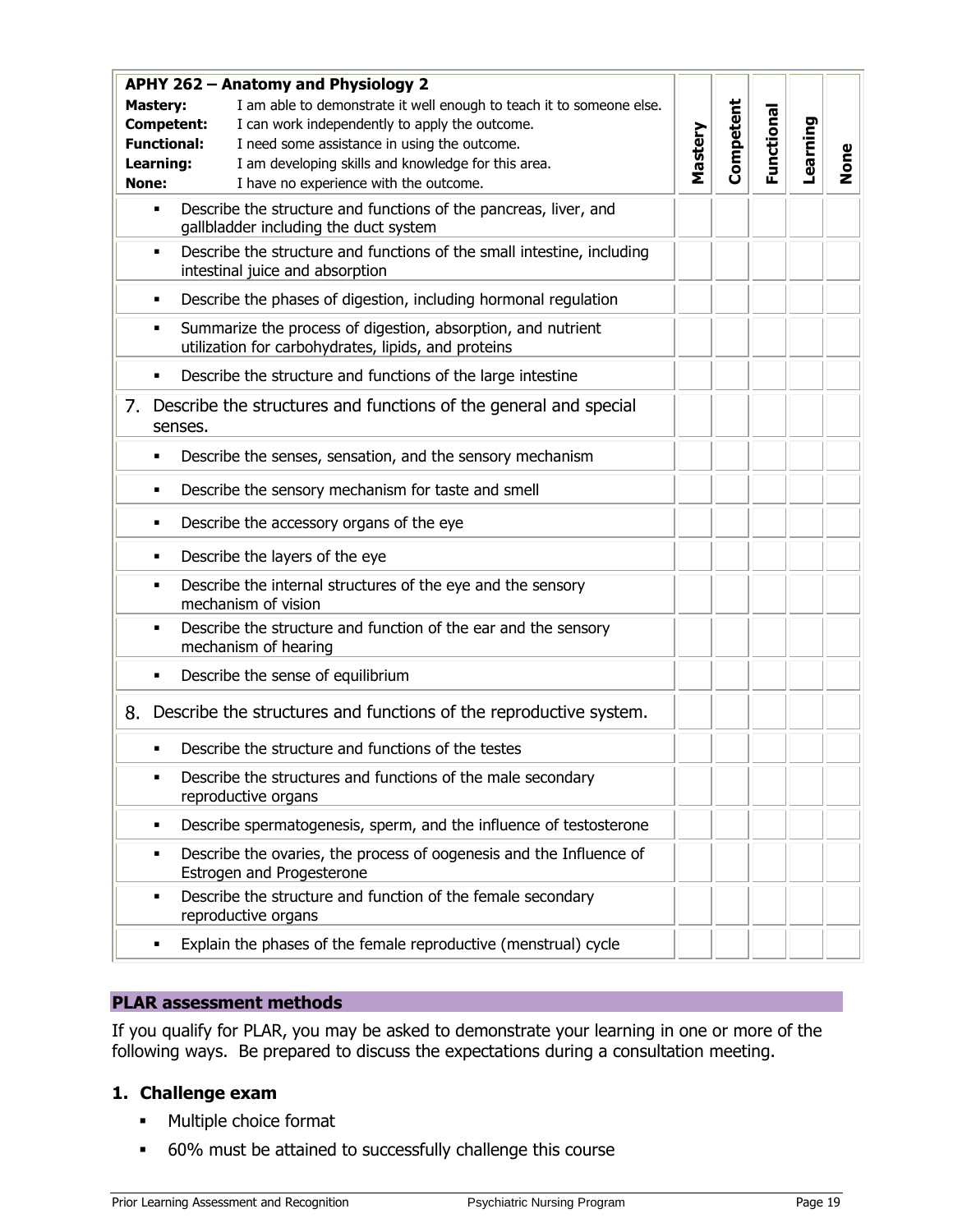| **APHY 262 – Anatomy and Physiology 2**<br>**Mastery:** I am able to demonstrate it well enough to teach it to someone else.<br>**Competent:** I can work independently to apply the outcome.<br>**Functional:** I need some assistance in using the outcome.<br>**Learning:** I am developing skills and knowledge for this area.<br>**None:** I have no experience with the outcome. | Mastery | Competent | Functional | Learning | None |
|---|---|---|---|---|---|
| ▪ Describe the structure and functions of the pancreas, liver, and gallbladder including the duct system | | | | | |
| ▪ Describe the structure and functions of the small intestine, including intestinal juice and absorption | | | | | |
| ▪ Describe the phases of digestion, including hormonal regulation | | | | | |
| ▪ Summarize the process of digestion, absorption, and nutrient utilization for carbohydrates, lipids, and proteins | | | | | |
| ▪ Describe the structure and functions of the large intestine | | | | | |
| 7. Describe the structures and functions of the general and special senses. | | | | | |
| ▪ Describe the senses, sensation, and the sensory mechanism | | | | | |
| ▪ Describe the sensory mechanism for taste and smell | | | | | |
| ▪ Describe the accessory organs of the eye | | | | | |
| ▪ Describe the layers of the eye | | | | | |
| ▪ Describe the internal structures of the eye and the sensory mechanism of vision | | | | | |
| ▪ Describe the structure and function of the ear and the sensory mechanism of hearing | | | | | |
| ▪ Describe the sense of equilibrium | | | | | |
| 8. Describe the structures and functions of the reproductive system. | | | | | |
| ▪ Describe the structure and functions of the testes | | | | | |
| ▪ Describe the structures and functions of the male secondary reproductive organs | | | | | |
| ▪ Describe spermatogenesis, sperm, and the influence of testosterone | | | | | |
| ▪ Describe the ovaries, the process of oogenesis and the Influence of Estrogen and Progesterone | | | | | |
| ▪ Describe the structure and function of the female secondary reproductive organs | | | | | |
| ▪ Explain the phases of the female reproductive (menstrual) cycle | | | | | |

## PLAR assessment methods

If you qualify for PLAR, you may be asked to demonstrate your learning in one or more of the following ways. Be prepared to discuss the expectations during a consultation meeting.

### 1. Challenge exam

- Multiple choice format
- 60% must be attained to successfully challenge this course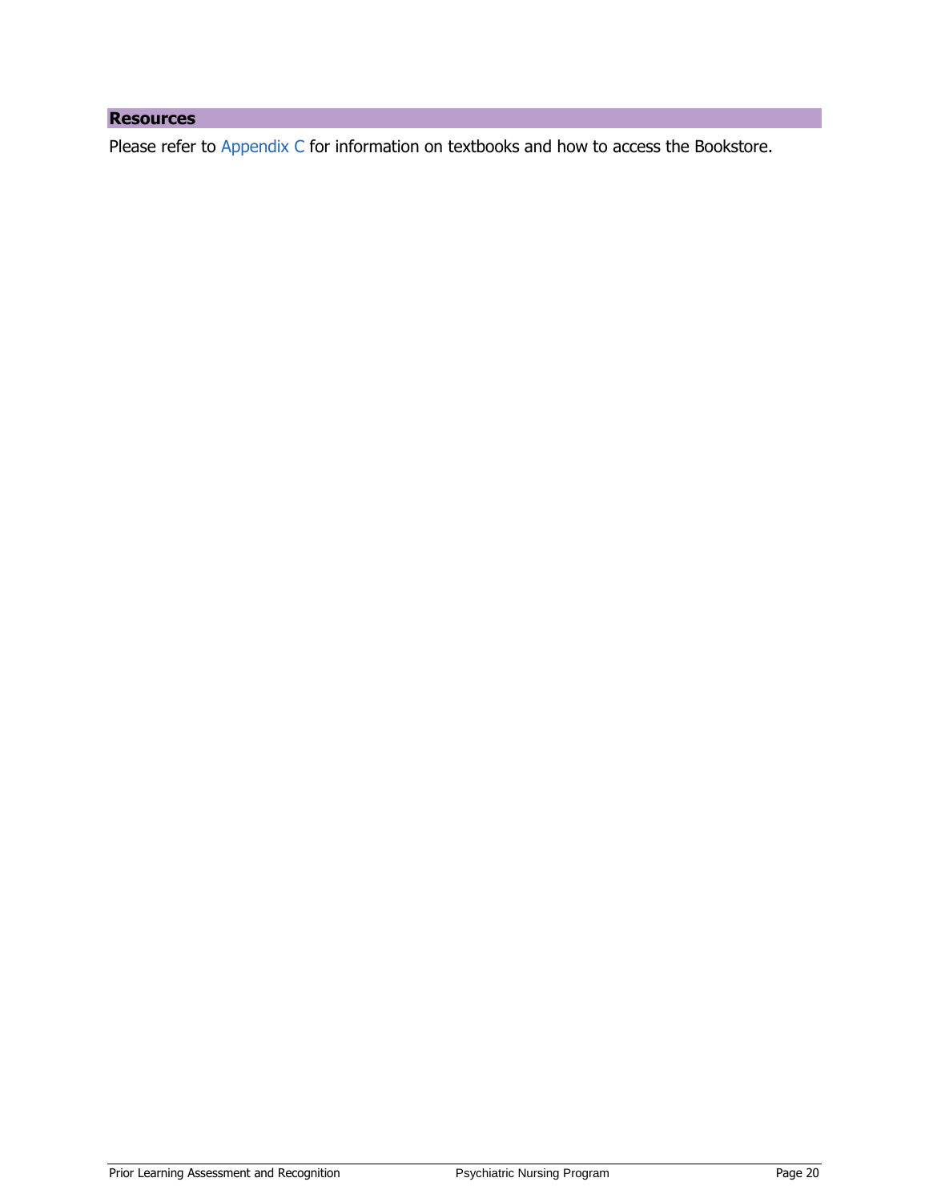## Resources

Please refer to Appendix C for information on textbooks and how to access the Bookstore.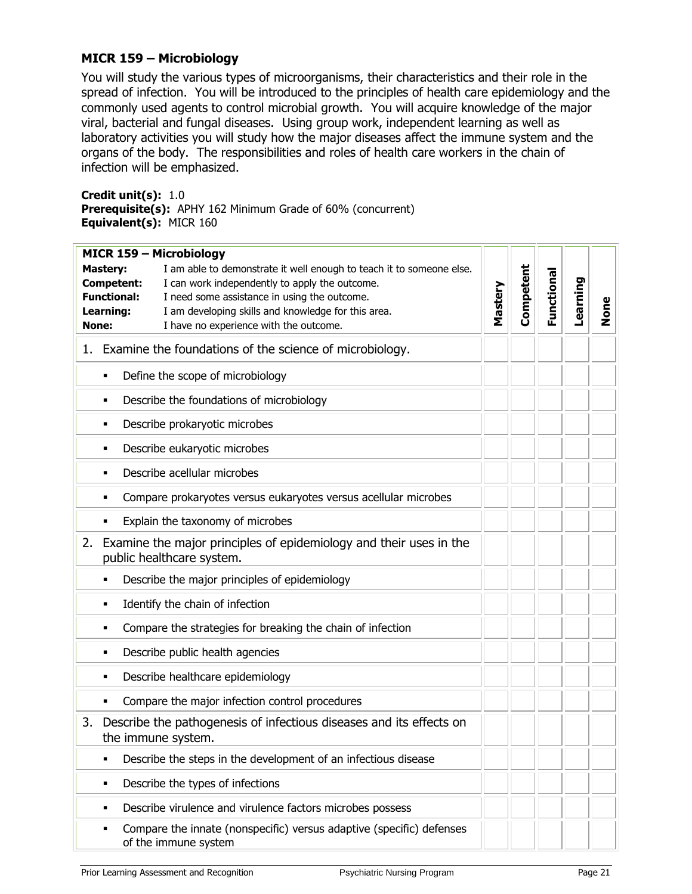### MICR 159 – Microbiology

You will study the various types of microorganisms, their characteristics and their role in the spread of infection. You will be introduced to the principles of health care epidemiology and the commonly used agents to control microbial growth. You will acquire knowledge of the major viral, bacterial and fungal diseases. Using group work, independent learning as well as laboratory activities you will study how the major diseases affect the immune system and the organs of the body. The responsibilities and roles of health care workers in the chain of infection will be emphasized.

**Credit unit(s):** 1.0
**Prerequisite(s):** APHY 162 Minimum Grade of 60% (concurrent)
**Equivalent(s):** MICR 160

| **MICR 159 – Microbiology**<br>**Mastery:** I am able to demonstrate it well enough to teach it to someone else.<br>**Competent:** I can work independently to apply the outcome.<br>**Functional:** I need some assistance in using the outcome.<br>**Learning:** I am developing skills and knowledge for this area.<br>**None:** I have no experience with the outcome. | **Mastery** | **Competent** | **Functional** | **Learning** | **None** |
|---|---|---|---|---|---|
| 1. Examine the foundations of the science of microbiology. | | | | | |
| ▪ Define the scope of microbiology | | | | | |
| ▪ Describe the foundations of microbiology | | | | | |
| ▪ Describe prokaryotic microbes | | | | | |
| ▪ Describe eukaryotic microbes | | | | | |
| ▪ Describe acellular microbes | | | | | |
| ▪ Compare prokaryotes versus eukaryotes versus acellular microbes | | | | | |
| ▪ Explain the taxonomy of microbes | | | | | |
| 2. Examine the major principles of epidemiology and their uses in the public healthcare system. | | | | | |
| ▪ Describe the major principles of epidemiology | | | | | |
| ▪ Identify the chain of infection | | | | | |
| ▪ Compare the strategies for breaking the chain of infection | | | | | |
| ▪ Describe public health agencies | | | | | |
| ▪ Describe healthcare epidemiology | | | | | |
| ▪ Compare the major infection control procedures | | | | | |
| 3. Describe the pathogenesis of infectious diseases and its effects on the immune system. | | | | | |
| ▪ Describe the steps in the development of an infectious disease | | | | | |
| ▪ Describe the types of infections | | | | | |
| ▪ Describe virulence and virulence factors microbes possess | | | | | |
| ▪ Compare the innate (nonspecific) versus adaptive (specific) defenses of the immune system | | | | | |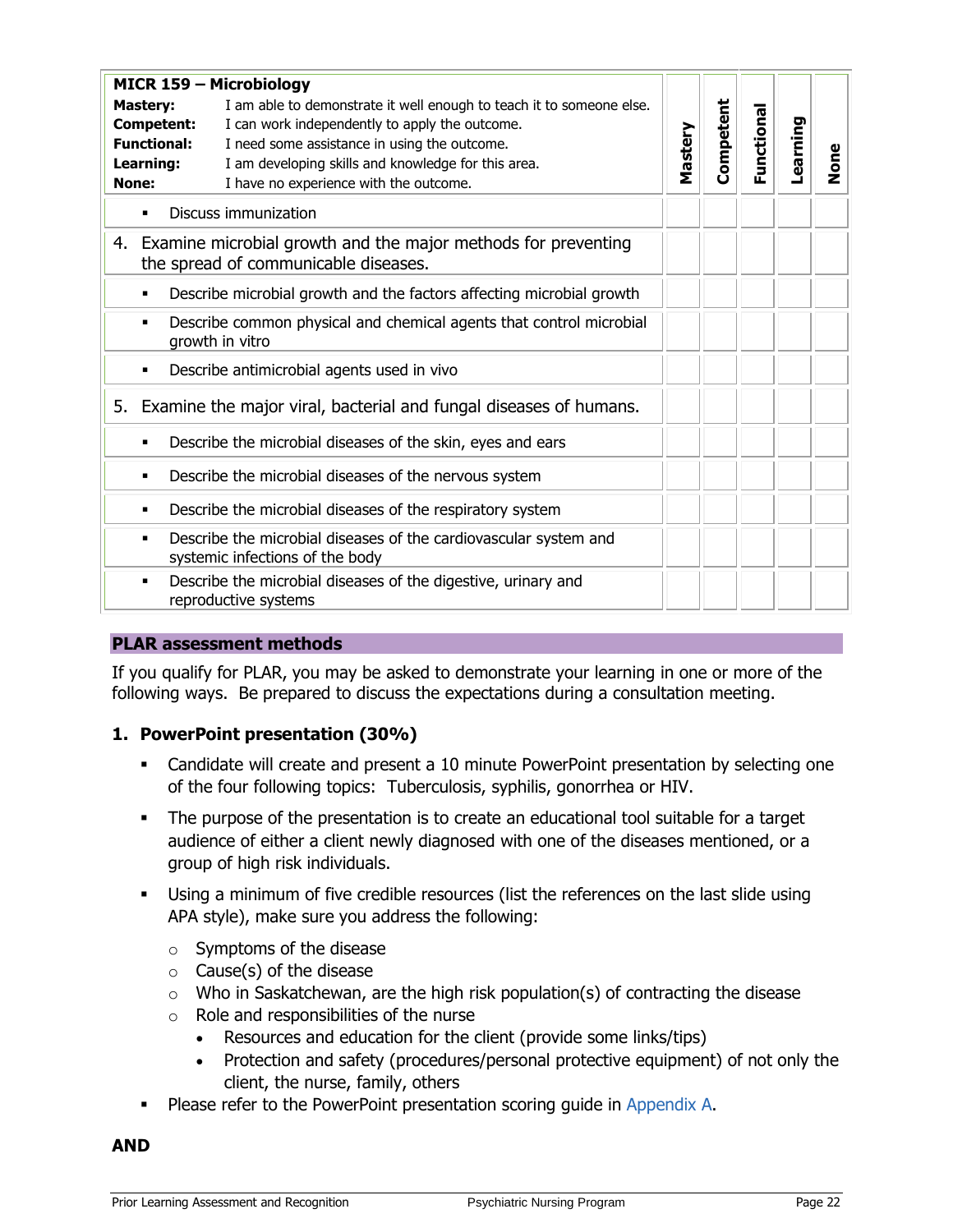| **MICR 159 – Microbiology**<br>**Mastery:** I am able to demonstrate it well enough to teach it to someone else.<br>**Competent:** I can work independently to apply the outcome.<br>**Functional:** I need some assistance in using the outcome.<br>**Learning:** I am developing skills and knowledge for this area.<br>**None:** I have no experience with the outcome. | Mastery | Competent | Functional | Learning | None |
|---|---|---|---|---|---|
| ▪ Discuss immunization | | | | | |
| 4. Examine microbial growth and the major methods for preventing the spread of communicable diseases. | | | | | |
| ▪ Describe microbial growth and the factors affecting microbial growth | | | | | |
| ▪ Describe common physical and chemical agents that control microbial growth in vitro | | | | | |
| ▪ Describe antimicrobial agents used in vivo | | | | | |
| 5. Examine the major viral, bacterial and fungal diseases of humans. | | | | | |
| ▪ Describe the microbial diseases of the skin, eyes and ears | | | | | |
| ▪ Describe the microbial diseases of the nervous system | | | | | |
| ▪ Describe the microbial diseases of the respiratory system | | | | | |
| ▪ Describe the microbial diseases of the cardiovascular system and systemic infections of the body | | | | | |
| ▪ Describe the microbial diseases of the digestive, urinary and reproductive systems | | | | | |

## PLAR assessment methods

If you qualify for PLAR, you may be asked to demonstrate your learning in one or more of the following ways. Be prepared to discuss the expectations during a consultation meeting.

### 1. PowerPoint presentation (30%)

- Candidate will create and present a 10 minute PowerPoint presentation by selecting one of the four following topics: Tuberculosis, syphilis, gonorrhea or HIV.
- The purpose of the presentation is to create an educational tool suitable for a target audience of either a client newly diagnosed with one of the diseases mentioned, or a group of high risk individuals.
- Using a minimum of five credible resources (list the references on the last slide using APA style), make sure you address the following:
  - Symptoms of the disease
  - Cause(s) of the disease
  - Who in Saskatchewan, are the high risk population(s) of contracting the disease
  - Role and responsibilities of the nurse
    - Resources and education for the client (provide some links/tips)
    - Protection and safety (procedures/personal protective equipment) of not only the client, the nurse, family, others
- Please refer to the PowerPoint presentation scoring guide in Appendix A.

**AND**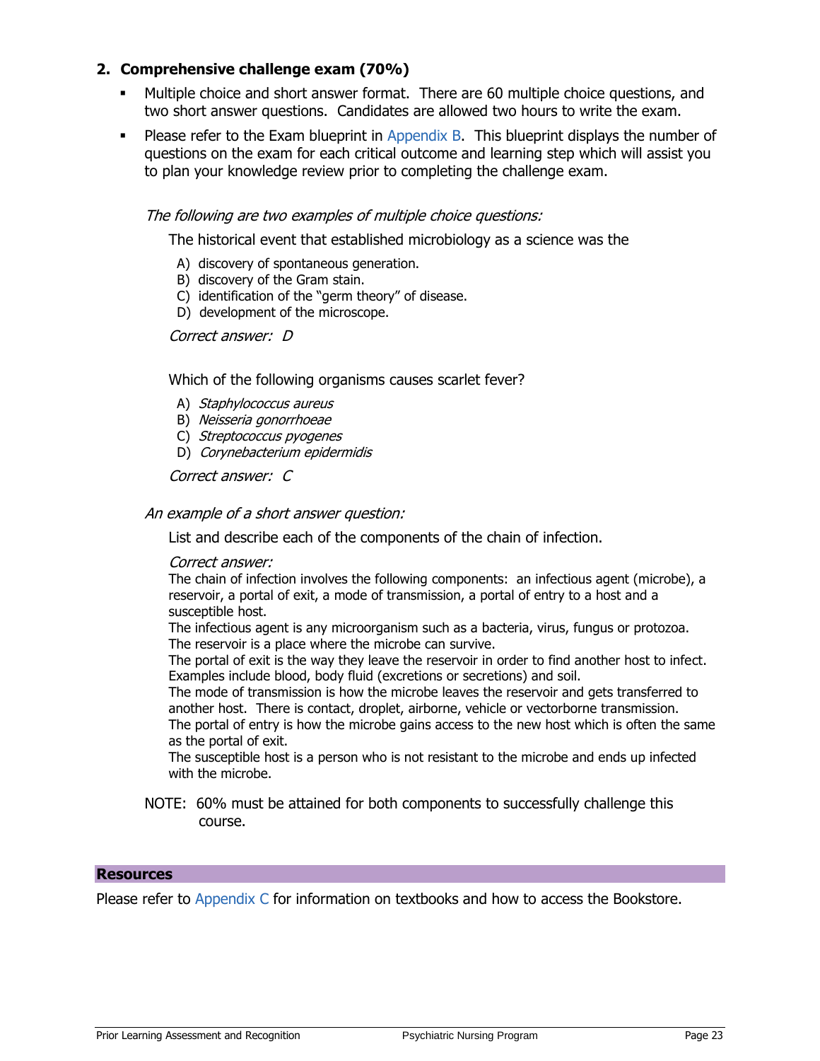## 2. Comprehensive challenge exam (70%)

- Multiple choice and short answer format. There are 60 multiple choice questions, and two short answer questions. Candidates are allowed two hours to write the exam.
- Please refer to the Exam blueprint in Appendix B. This blueprint displays the number of questions on the exam for each critical outcome and learning step which will assist you to plan your knowledge review prior to completing the challenge exam.

*The following are two examples of multiple choice questions:*

The historical event that established microbiology as a science was the

A) discovery of spontaneous generation.
B) discovery of the Gram stain.
C) identification of the "germ theory" of disease.
D) development of the microscope.

*Correct answer: D*

Which of the following organisms causes scarlet fever?

A) *Staphylococcus aureus*
B) *Neisseria gonorrhoeae*
C) *Streptococcus pyogenes*
D) *Corynebacterium epidermidis*

*Correct answer: C*

*An example of a short answer question:*

List and describe each of the components of the chain of infection.

*Correct answer:*

The chain of infection involves the following components: an infectious agent (microbe), a reservoir, a portal of exit, a mode of transmission, a portal of entry to a host and a susceptible host.
The infectious agent is any microorganism such as a bacteria, virus, fungus or protozoa.
The reservoir is a place where the microbe can survive.
The portal of exit is the way they leave the reservoir in order to find another host to infect. Examples include blood, body fluid (excretions or secretions) and soil.
The mode of transmission is how the microbe leaves the reservoir and gets transferred to another host. There is contact, droplet, airborne, vehicle or vectorborne transmission.
The portal of entry is how the microbe gains access to the new host which is often the same as the portal of exit.
The susceptible host is a person who is not resistant to the microbe and ends up infected with the microbe.

NOTE: 60% must be attained for both components to successfully challenge this course.

## Resources

Please refer to Appendix C for information on textbooks and how to access the Bookstore.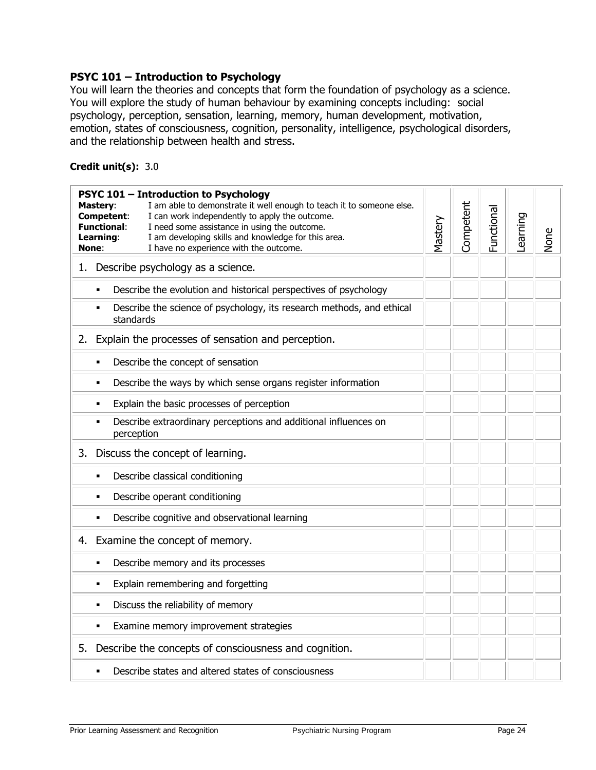### PSYC 101 – Introduction to Psychology

You will learn the theories and concepts that form the foundation of psychology as a science. You will explore the study of human behaviour by examining concepts including: social psychology, perception, sensation, learning, memory, human development, motivation, emotion, states of consciousness, cognition, personality, intelligence, psychological disorders, and the relationship between health and stress.

**Credit unit(s):** 3.0

| **PSYC 101 – Introduction to Psychology**<br>**Mastery**: I am able to demonstrate it well enough to teach it to someone else.<br>**Competent**: I can work independently to apply the outcome.<br>**Functional**: I need some assistance in using the outcome.<br>**Learning**: I am developing skills and knowledge for this area.<br>**None**: I have no experience with the outcome. | Mastery | Competent | Functional | Learning | None |
|---|---|---|---|---|---|
| 1. Describe psychology as a science. | | | | | |
| ▪ Describe the evolution and historical perspectives of psychology | | | | | |
| ▪ Describe the science of psychology, its research methods, and ethical standards | | | | | |
| 2. Explain the processes of sensation and perception. | | | | | |
| ▪ Describe the concept of sensation | | | | | |
| ▪ Describe the ways by which sense organs register information | | | | | |
| ▪ Explain the basic processes of perception | | | | | |
| ▪ Describe extraordinary perceptions and additional influences on perception | | | | | |
| 3. Discuss the concept of learning. | | | | | |
| ▪ Describe classical conditioning | | | | | |
| ▪ Describe operant conditioning | | | | | |
| ▪ Describe cognitive and observational learning | | | | | |
| 4. Examine the concept of memory. | | | | | |
| ▪ Describe memory and its processes | | | | | |
| ▪ Explain remembering and forgetting | | | | | |
| ▪ Discuss the reliability of memory | | | | | |
| ▪ Examine memory improvement strategies | | | | | |
| 5. Describe the concepts of consciousness and cognition. | | | | | |
| ▪ Describe states and altered states of consciousness | | | | | |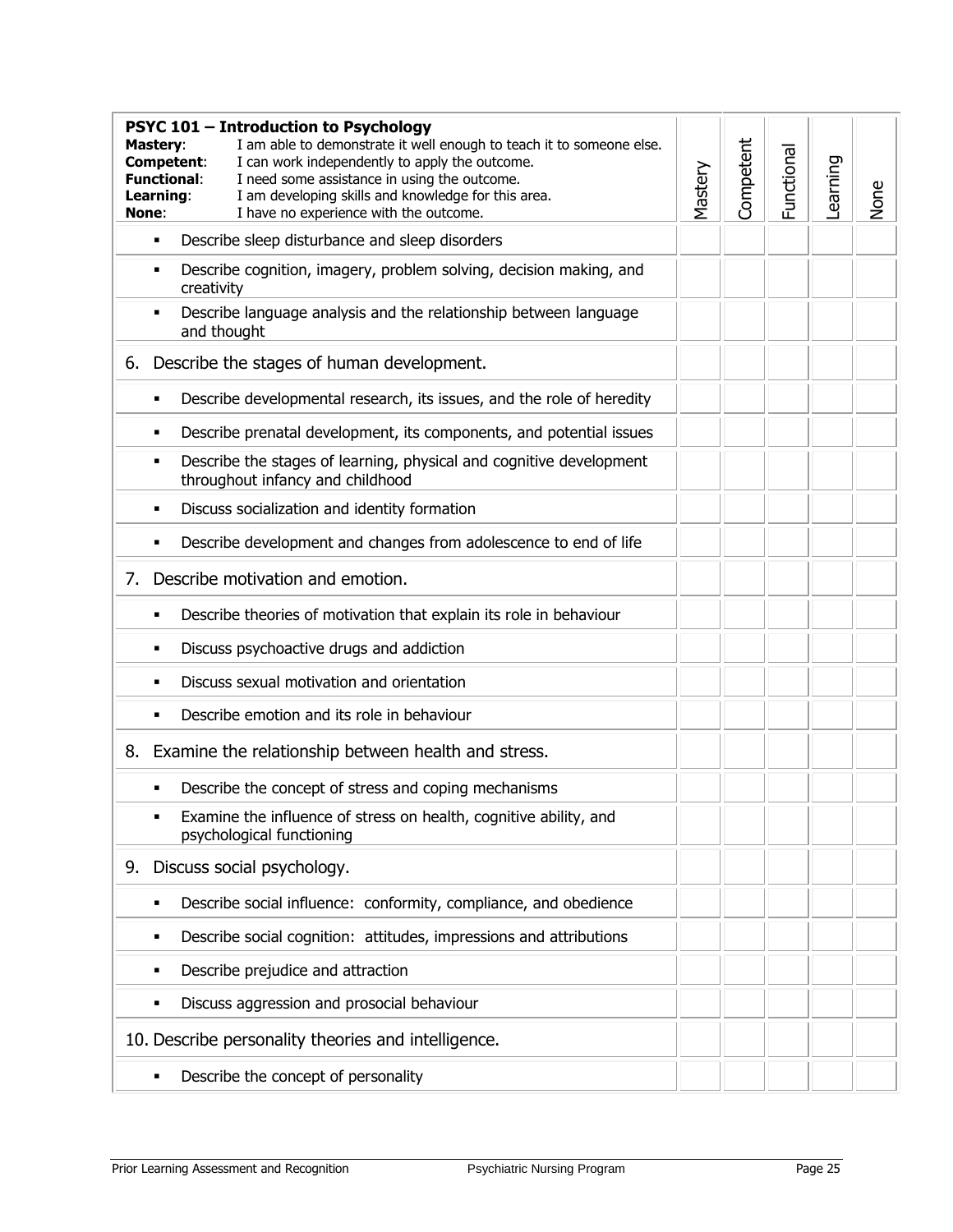| **PSYC 101 – Introduction to Psychology**<br>**Mastery**: I am able to demonstrate it well enough to teach it to someone else.<br>**Competent**: I can work independently to apply the outcome.<br>**Functional**: I need some assistance in using the outcome.<br>**Learning**: I am developing skills and knowledge for this area.<br>**None**: I have no experience with the outcome. | Mastery | Competent | Functional | Learning | None |
|---|---|---|---|---|---|
| ▪ Describe sleep disturbance and sleep disorders | | | | | |
| ▪ Describe cognition, imagery, problem solving, decision making, and creativity | | | | | |
| ▪ Describe language analysis and the relationship between language and thought | | | | | |
| 6. Describe the stages of human development. | | | | | |
| ▪ Describe developmental research, its issues, and the role of heredity | | | | | |
| ▪ Describe prenatal development, its components, and potential issues | | | | | |
| ▪ Describe the stages of learning, physical and cognitive development throughout infancy and childhood | | | | | |
| ▪ Discuss socialization and identity formation | | | | | |
| ▪ Describe development and changes from adolescence to end of life | | | | | |
| 7. Describe motivation and emotion. | | | | | |
| ▪ Describe theories of motivation that explain its role in behaviour | | | | | |
| ▪ Discuss psychoactive drugs and addiction | | | | | |
| ▪ Discuss sexual motivation and orientation | | | | | |
| ▪ Describe emotion and its role in behaviour | | | | | |
| 8. Examine the relationship between health and stress. | | | | | |
| ▪ Describe the concept of stress and coping mechanisms | | | | | |
| ▪ Examine the influence of stress on health, cognitive ability, and psychological functioning | | | | | |
| 9. Discuss social psychology. | | | | | |
| ▪ Describe social influence: conformity, compliance, and obedience | | | | | |
| ▪ Describe social cognition: attitudes, impressions and attributions | | | | | |
| ▪ Describe prejudice and attraction | | | | | |
| ▪ Discuss aggression and prosocial behaviour | | | | | |
| 10. Describe personality theories and intelligence. | | | | | |
| ▪ Describe the concept of personality | | | | | |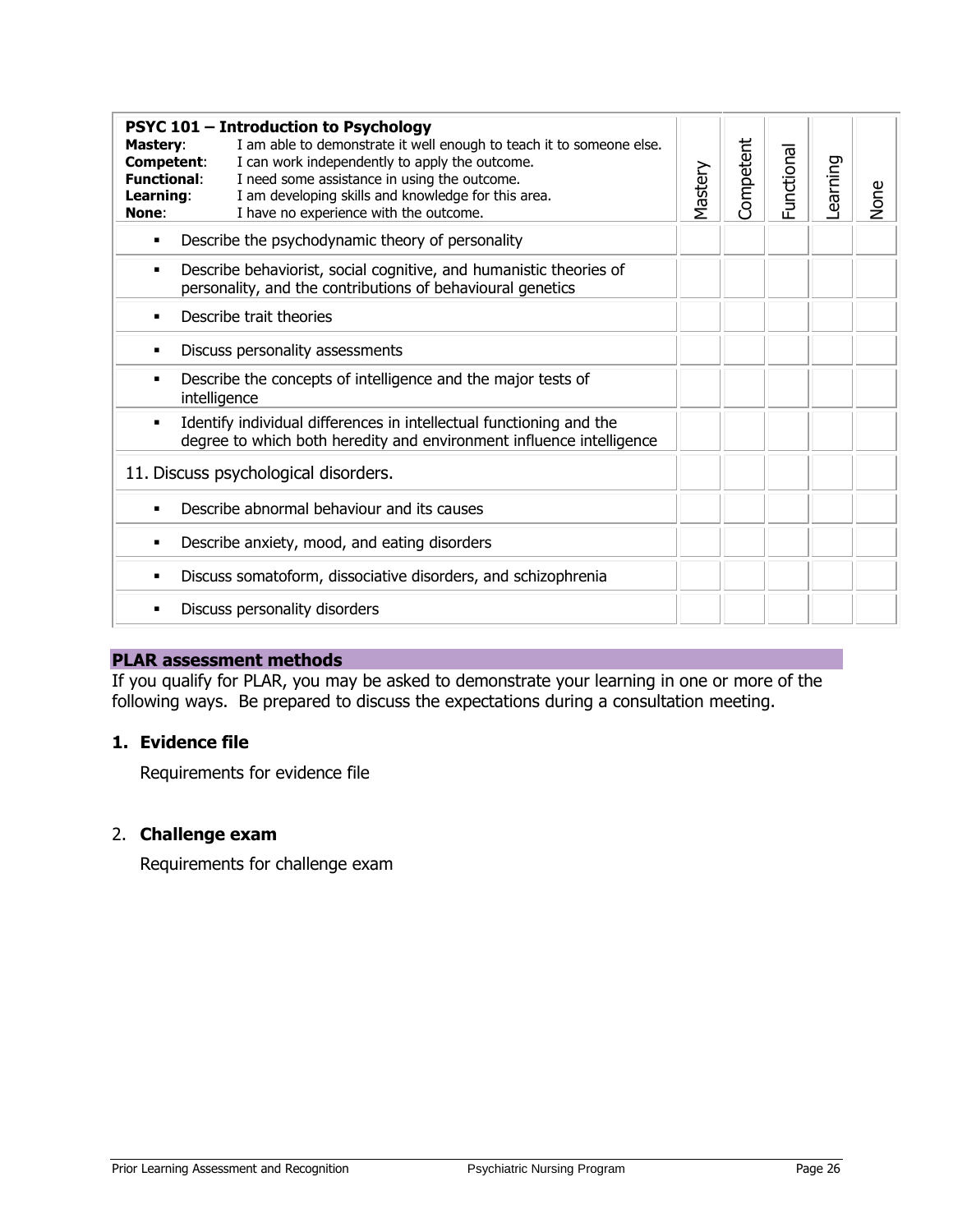| **PSYC 101 – Introduction to Psychology**<br>**Mastery**: I am able to demonstrate it well enough to teach it to someone else.<br>**Competent**: I can work independently to apply the outcome.<br>**Functional**: I need some assistance in using the outcome.<br>**Learning**: I am developing skills and knowledge for this area.<br>**None**: I have no experience with the outcome. | Mastery | Competent | Functional | Learning | None |
|---|---|---|---|---|---|
| ▪ Describe the psychodynamic theory of personality | | | | | |
| ▪ Describe behaviorist, social cognitive, and humanistic theories of personality, and the contributions of behavioural genetics | | | | | |
| ▪ Describe trait theories | | | | | |
| ▪ Discuss personality assessments | | | | | |
| ▪ Describe the concepts of intelligence and the major tests of intelligence | | | | | |
| ▪ Identify individual differences in intellectual functioning and the degree to which both heredity and environment influence intelligence | | | | | |
| 11. Discuss psychological disorders. | | | | | |
| ▪ Describe abnormal behaviour and its causes | | | | | |
| ▪ Describe anxiety, mood, and eating disorders | | | | | |
| ▪ Discuss somatoform, dissociative disorders, and schizophrenia | | | | | |
| ▪ Discuss personality disorders | | | | | |

## PLAR assessment methods

If you qualify for PLAR, you may be asked to demonstrate your learning in one or more of the following ways. Be prepared to discuss the expectations during a consultation meeting.

### 1. Evidence file

Requirements for evidence file

### 2. Challenge exam

Requirements for challenge exam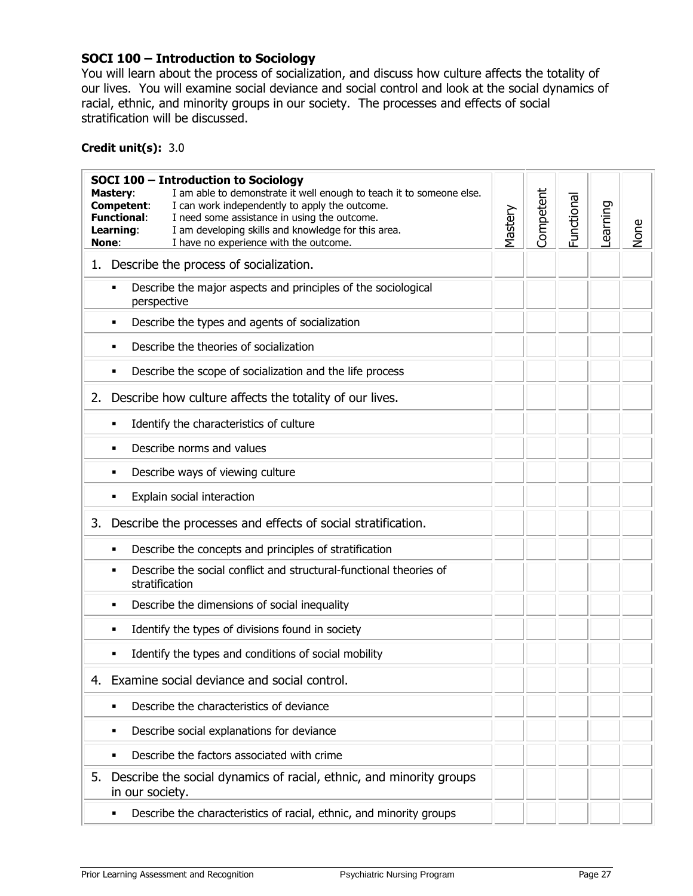### SOCI 100 – Introduction to Sociology

You will learn about the process of socialization, and discuss how culture affects the totality of our lives. You will examine social deviance and social control and look at the social dynamics of racial, ethnic, and minority groups in our society. The processes and effects of social stratification will be discussed.

**Credit unit(s):** 3.0

| **SOCI 100 – Introduction to Sociology**<br>**Mastery**: I am able to demonstrate it well enough to teach it to someone else.<br>**Competent**: I can work independently to apply the outcome.<br>**Functional**: I need some assistance in using the outcome.<br>**Learning**: I am developing skills and knowledge for this area.<br>**None**: I have no experience with the outcome. | Mastery | Competent | Functional | Learning | None |
|---|---|---|---|---|---|
| 1. Describe the process of socialization. | | | | | |
| ▪ Describe the major aspects and principles of the sociological perspective | | | | | |
| ▪ Describe the types and agents of socialization | | | | | |
| ▪ Describe the theories of socialization | | | | | |
| ▪ Describe the scope of socialization and the life process | | | | | |
| 2. Describe how culture affects the totality of our lives. | | | | | |
| ▪ Identify the characteristics of culture | | | | | |
| ▪ Describe norms and values | | | | | |
| ▪ Describe ways of viewing culture | | | | | |
| ▪ Explain social interaction | | | | | |
| 3. Describe the processes and effects of social stratification. | | | | | |
| ▪ Describe the concepts and principles of stratification | | | | | |
| ▪ Describe the social conflict and structural-functional theories of stratification | | | | | |
| ▪ Describe the dimensions of social inequality | | | | | |
| ▪ Identify the types of divisions found in society | | | | | |
| ▪ Identify the types and conditions of social mobility | | | | | |
| 4. Examine social deviance and social control. | | | | | |
| ▪ Describe the characteristics of deviance | | | | | |
| ▪ Describe social explanations for deviance | | | | | |
| ▪ Describe the factors associated with crime | | | | | |
| 5. Describe the social dynamics of racial, ethnic, and minority groups in our society. | | | | | |
| ▪ Describe the characteristics of racial, ethnic, and minority groups | | | | | |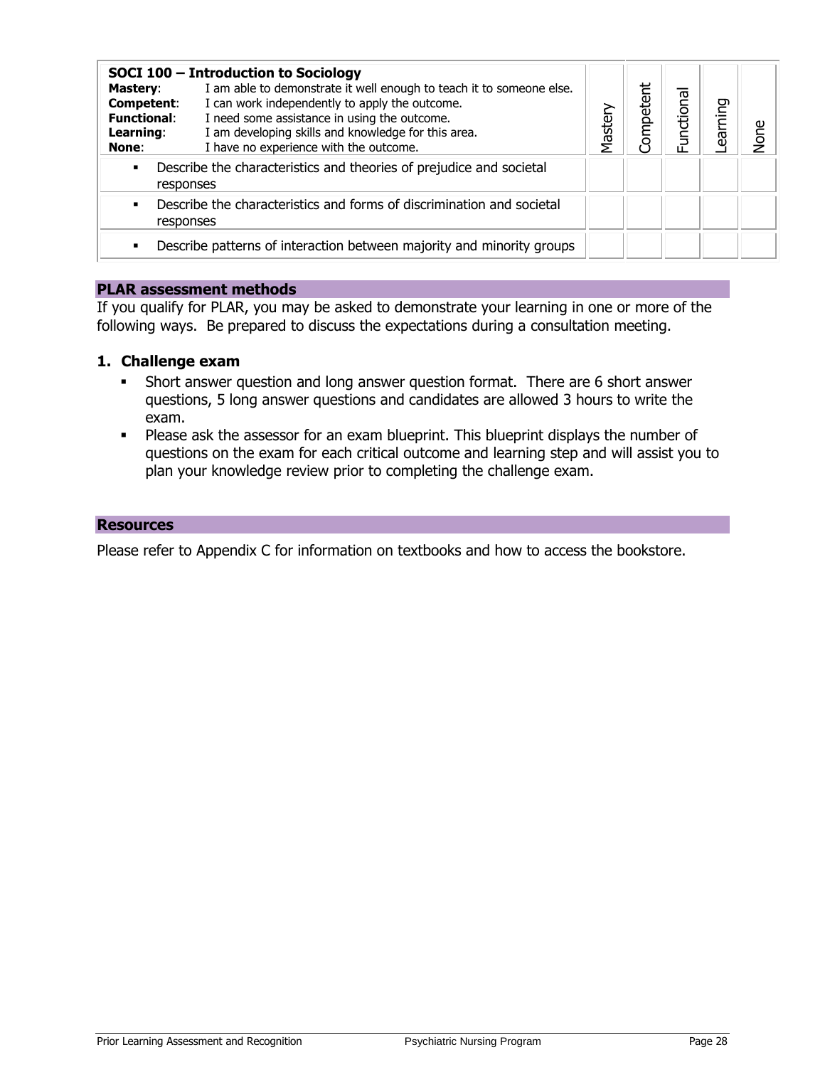| **SOCI 100 – Introduction to Sociology**<br>**Mastery**: I am able to demonstrate it well enough to teach it to someone else.<br>**Competent**: I can work independently to apply the outcome.<br>**Functional**: I need some assistance in using the outcome.<br>**Learning**: I am developing skills and knowledge for this area.<br>**None**: I have no experience with the outcome. | Mastery | Competent | Functional | Learning | None |
|---|---|---|---|---|---|
| ▪ Describe the characteristics and theories of prejudice and societal responses | | | | | |
| ▪ Describe the characteristics and forms of discrimination and societal responses | | | | | |
| ▪ Describe patterns of interaction between majority and minority groups | | | | | |

## PLAR assessment methods

If you qualify for PLAR, you may be asked to demonstrate your learning in one or more of the following ways. Be prepared to discuss the expectations during a consultation meeting.

### 1. Challenge exam

- Short answer question and long answer question format. There are 6 short answer questions, 5 long answer questions and candidates are allowed 3 hours to write the exam.
- Please ask the assessor for an exam blueprint. This blueprint displays the number of questions on the exam for each critical outcome and learning step and will assist you to plan your knowledge review prior to completing the challenge exam.

## Resources

Please refer to Appendix C for information on textbooks and how to access the bookstore.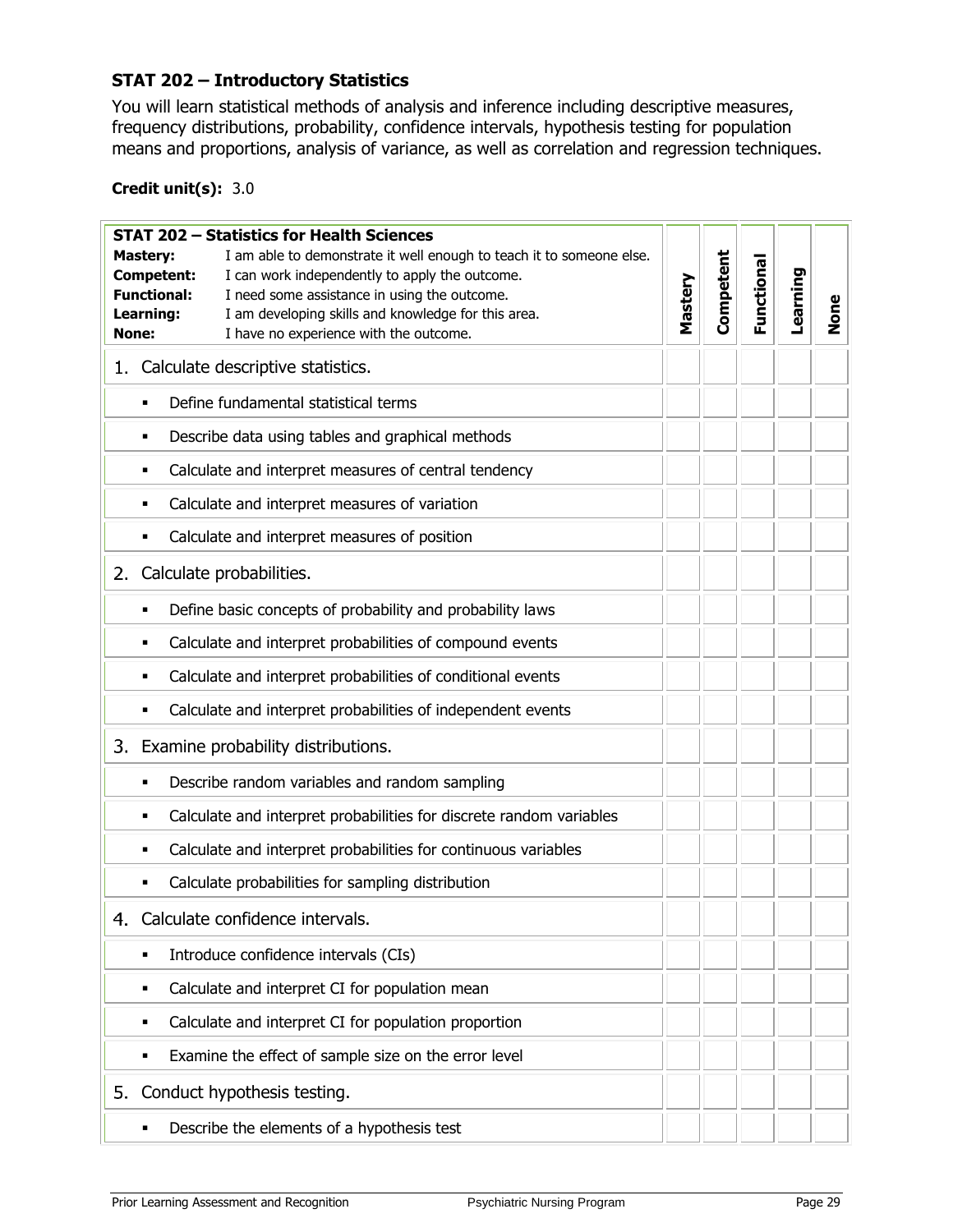## STAT 202 – Introductory Statistics

You will learn statistical methods of analysis and inference including descriptive measures, frequency distributions, probability, confidence intervals, hypothesis testing for population means and proportions, analysis of variance, as well as correlation and regression techniques.

**Credit unit(s):** 3.0

| **STAT 202 – Statistics for Health Sciences**<br>**Mastery:** I am able to demonstrate it well enough to teach it to someone else.<br>**Competent:** I can work independently to apply the outcome.<br>**Functional:** I need some assistance in using the outcome.<br>**Learning:** I am developing skills and knowledge for this area.<br>**None:** I have no experience with the outcome. | **Mastery** | **Competent** | **Functional** | **Learning** | **None** |
|---|---|---|---|---|---|
| 1. Calculate descriptive statistics. | | | | | |
| ▪ Define fundamental statistical terms | | | | | |
| ▪ Describe data using tables and graphical methods | | | | | |
| ▪ Calculate and interpret measures of central tendency | | | | | |
| ▪ Calculate and interpret measures of variation | | | | | |
| ▪ Calculate and interpret measures of position | | | | | |
| 2. Calculate probabilities. | | | | | |
| ▪ Define basic concepts of probability and probability laws | | | | | |
| ▪ Calculate and interpret probabilities of compound events | | | | | |
| ▪ Calculate and interpret probabilities of conditional events | | | | | |
| ▪ Calculate and interpret probabilities of independent events | | | | | |
| 3. Examine probability distributions. | | | | | |
| ▪ Describe random variables and random sampling | | | | | |
| ▪ Calculate and interpret probabilities for discrete random variables | | | | | |
| ▪ Calculate and interpret probabilities for continuous variables | | | | | |
| ▪ Calculate probabilities for sampling distribution | | | | | |
| 4. Calculate confidence intervals. | | | | | |
| ▪ Introduce confidence intervals (CIs) | | | | | |
| ▪ Calculate and interpret CI for population mean | | | | | |
| ▪ Calculate and interpret CI for population proportion | | | | | |
| ▪ Examine the effect of sample size on the error level | | | | | |
| 5. Conduct hypothesis testing. | | | | | |
| ▪ Describe the elements of a hypothesis test | | | | | |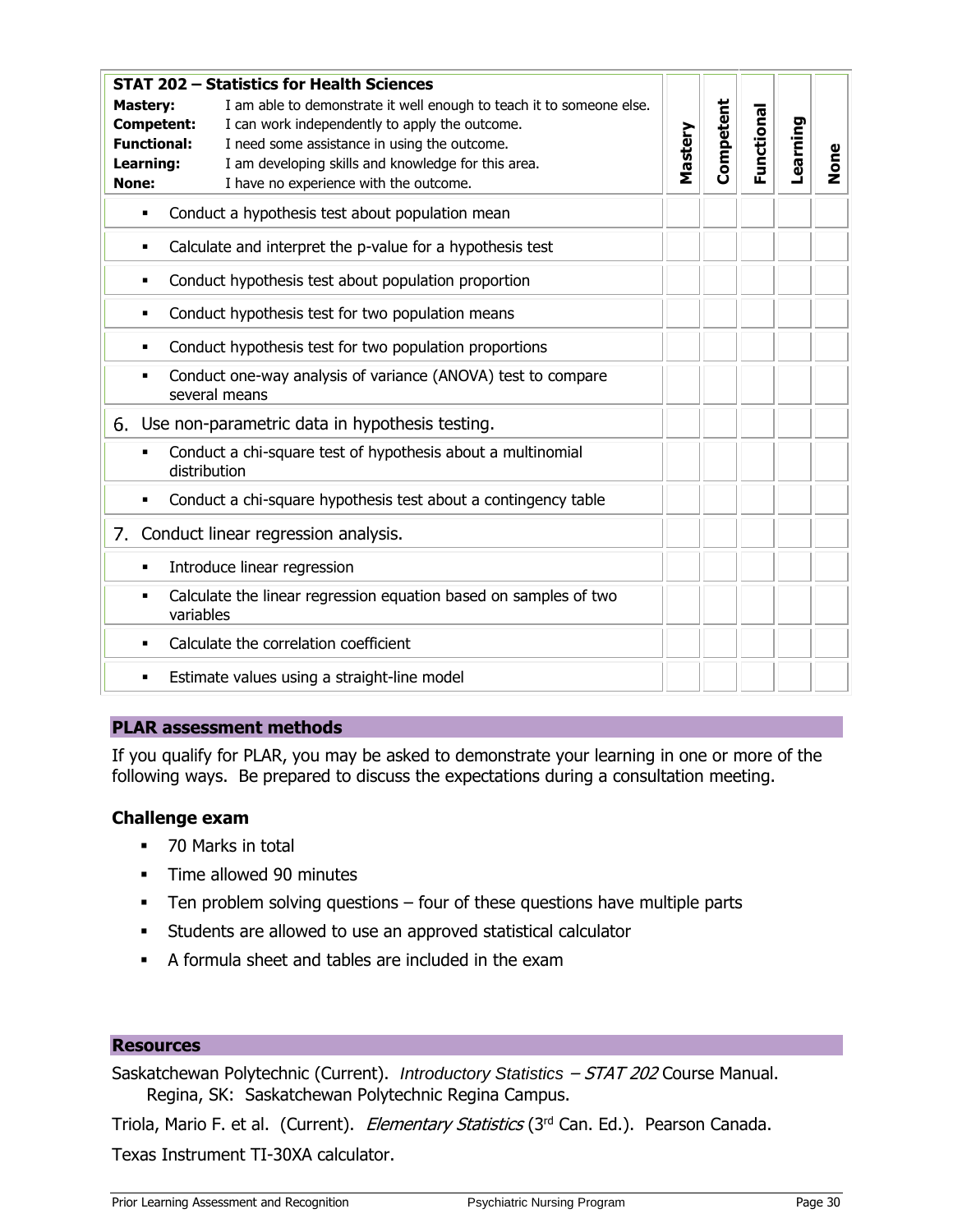| **STAT 202 – Statistics for Health Sciences**<br>**Mastery:** I am able to demonstrate it well enough to teach it to someone else.<br>**Competent:** I can work independently to apply the outcome.<br>**Functional:** I need some assistance in using the outcome.<br>**Learning:** I am developing skills and knowledge for this area.<br>**None:** I have no experience with the outcome. | **Mastery** | **Competent** | **Functional** | **Learning** | **None** |
|---|---|---|---|---|---|
| ▪ Conduct a hypothesis test about population mean | | | | | |
| ▪ Calculate and interpret the p-value for a hypothesis test | | | | | |
| ▪ Conduct hypothesis test about population proportion | | | | | |
| ▪ Conduct hypothesis test for two population means | | | | | |
| ▪ Conduct hypothesis test for two population proportions | | | | | |
| ▪ Conduct one-way analysis of variance (ANOVA) test to compare several means | | | | | |
| 6. Use non-parametric data in hypothesis testing. | | | | | |
| ▪ Conduct a chi-square test of hypothesis about a multinomial distribution | | | | | |
| ▪ Conduct a chi-square hypothesis test about a contingency table | | | | | |
| 7. Conduct linear regression analysis. | | | | | |
| ▪ Introduce linear regression | | | | | |
| ▪ Calculate the linear regression equation based on samples of two variables | | | | | |
| ▪ Calculate the correlation coefficient | | | | | |
| ▪ Estimate values using a straight-line model | | | | | |

## PLAR assessment methods

If you qualify for PLAR, you may be asked to demonstrate your learning in one or more of the following ways. Be prepared to discuss the expectations during a consultation meeting.

### Challenge exam

- 70 Marks in total
- Time allowed 90 minutes
- Ten problem solving questions – four of these questions have multiple parts
- Students are allowed to use an approved statistical calculator
- A formula sheet and tables are included in the exam

## Resources

Saskatchewan Polytechnic (Current). *Introductory Statistics – STAT 202* Course Manual. Regina, SK: Saskatchewan Polytechnic Regina Campus.

Triola, Mario F. et al. (Current). *Elementary Statistics* (3rd Can. Ed.). Pearson Canada.

Texas Instrument TI-30XA calculator.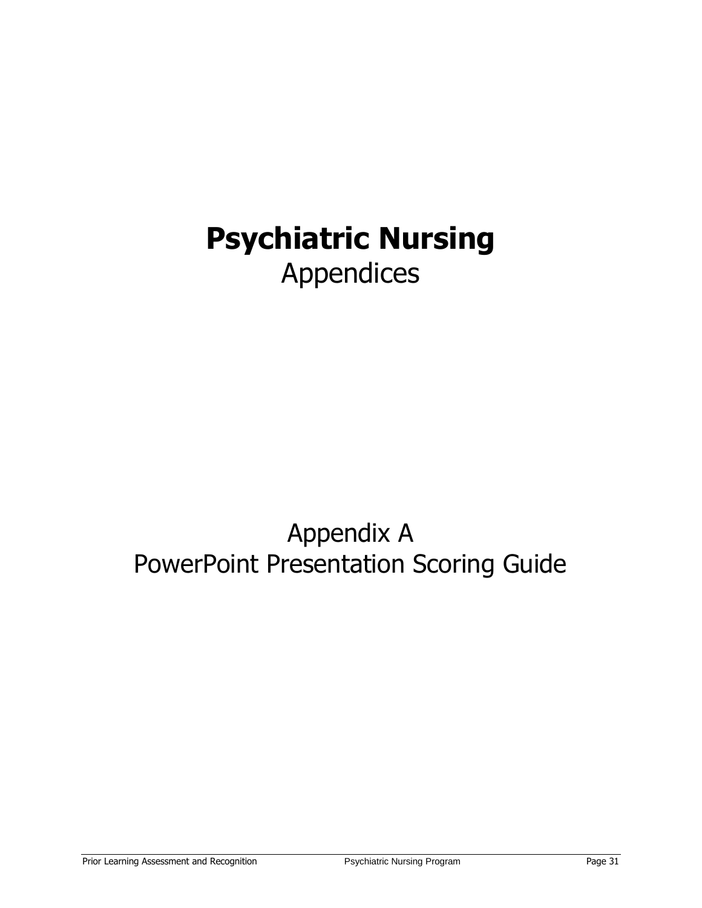# Psychiatric Nursing

Appendices

## Appendix A

PowerPoint Presentation Scoring Guide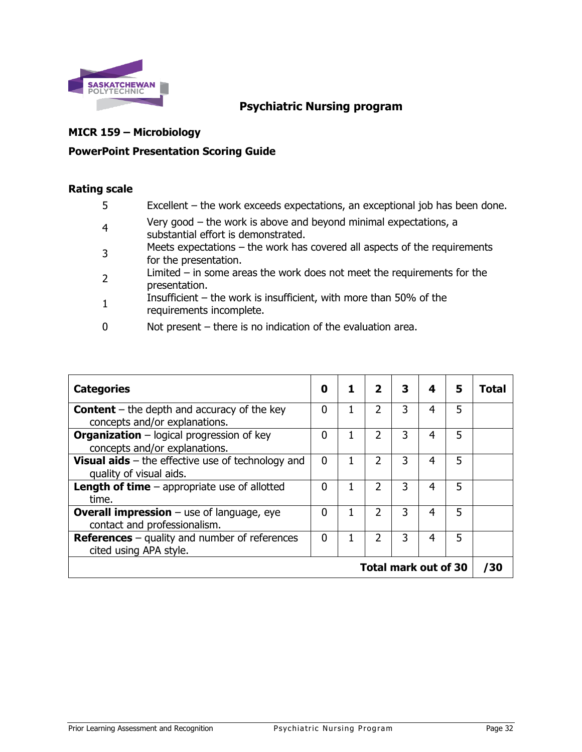# Psychiatric Nursing program

**MICR 159 – Microbiology**

**PowerPoint Presentation Scoring Guide**

## Rating scale

| | |
|---|---|
| 5 | Excellent – the work exceeds expectations, an exceptional job has been done. |
| 4 | Very good – the work is above and beyond minimal expectations, a substantial effort is demonstrated. |
| 3 | Meets expectations – the work has covered all aspects of the requirements for the presentation. |
| 2 | Limited – in some areas the work does not meet the requirements for the presentation. |
| 1 | Insufficient – the work is insufficient, with more than 50% of the requirements incomplete. |
| 0 | Not present – there is no indication of the evaluation area. |

| Categories | 0 | 1 | 2 | 3 | 4 | 5 | Total |
|---|---|---|---|---|---|---|---|
| **Content** – the depth and accuracy of the key concepts and/or explanations. | 0 | 1 | 2 | 3 | 4 | 5 | |
| **Organization** – logical progression of key concepts and/or explanations. | 0 | 1 | 2 | 3 | 4 | 5 | |
| **Visual aids** – the effective use of technology and quality of visual aids. | 0 | 1 | 2 | 3 | 4 | 5 | |
| **Length of time** – appropriate use of allotted time. | 0 | 1 | 2 | 3 | 4 | 5 | |
| **Overall impression** – use of language, eye contact and professionalism. | 0 | 1 | 2 | 3 | 4 | 5 | |
| **References** – quality and number of references cited using APA style. | 0 | 1 | 2 | 3 | 4 | 5 | |
| **Total mark out of 30** | | | | | | | **/30** |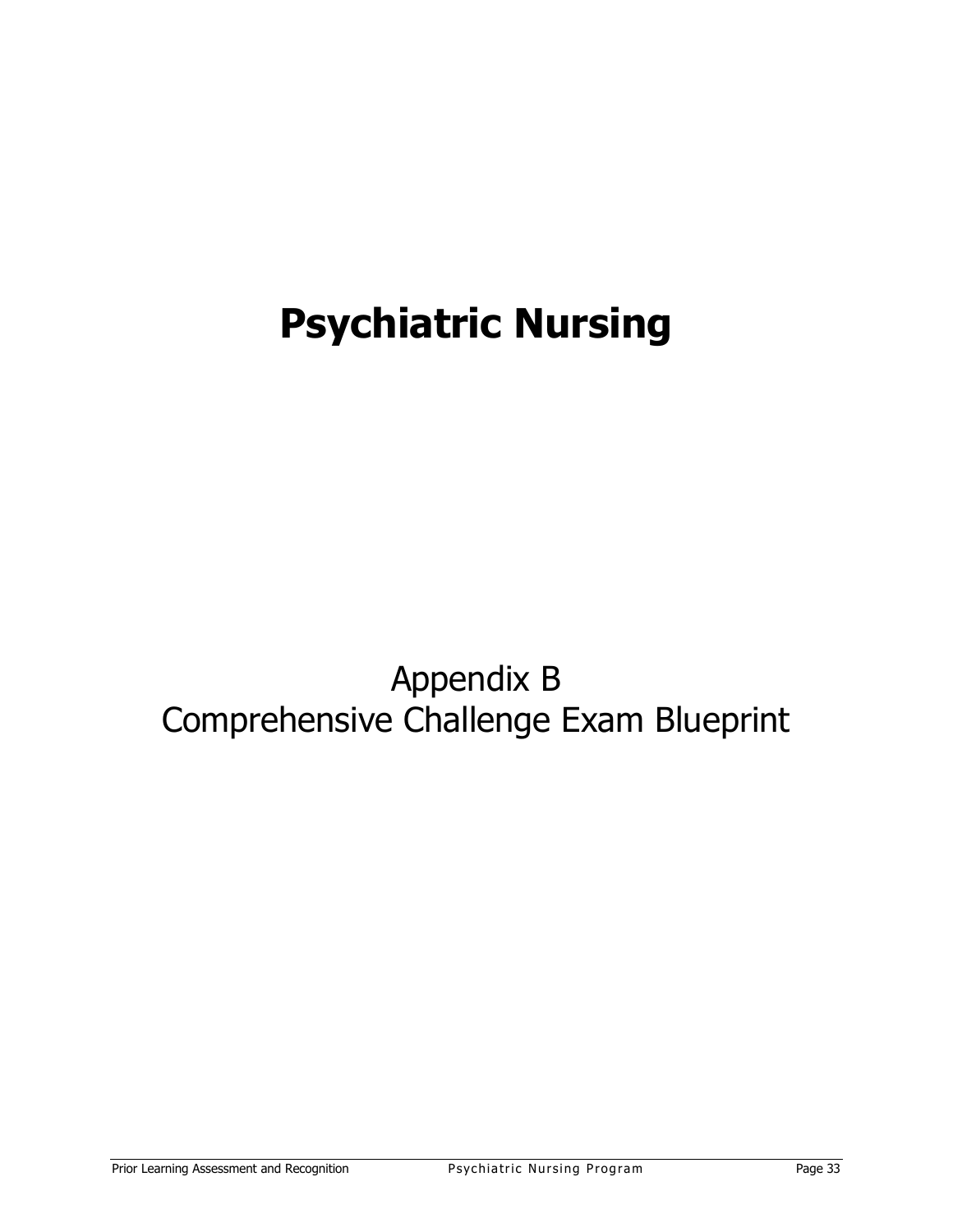# Psychiatric Nursing

Appendix B
Comprehensive Challenge Exam Blueprint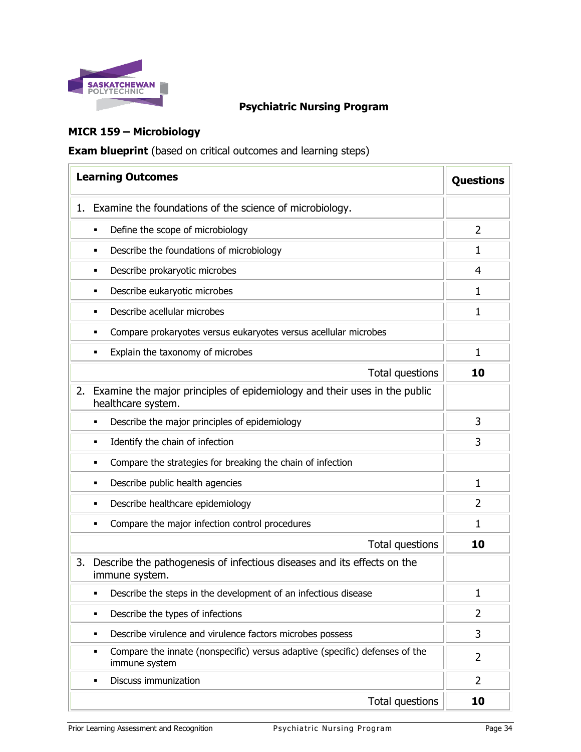**Psychiatric Nursing Program**

**MICR 159 – Microbiology**

**Exam blueprint** (based on critical outcomes and learning steps)

| Learning Outcomes | Questions |
|---|---|
| 1. Examine the foundations of the science of microbiology. | |
| ▪ Define the scope of microbiology | 2 |
| ▪ Describe the foundations of microbiology | 1 |
| ▪ Describe prokaryotic microbes | 4 |
| ▪ Describe eukaryotic microbes | 1 |
| ▪ Describe acellular microbes | 1 |
| ▪ Compare prokaryotes versus eukaryotes versus acellular microbes | |
| ▪ Explain the taxonomy of microbes | 1 |
| Total questions | **10** |
| 2. Examine the major principles of epidemiology and their uses in the public healthcare system. | |
| ▪ Describe the major principles of epidemiology | 3 |
| ▪ Identify the chain of infection | 3 |
| ▪ Compare the strategies for breaking the chain of infection | |
| ▪ Describe public health agencies | 1 |
| ▪ Describe healthcare epidemiology | 2 |
| ▪ Compare the major infection control procedures | 1 |
| Total questions | **10** |
| 3. Describe the pathogenesis of infectious diseases and its effects on the immune system. | |
| ▪ Describe the steps in the development of an infectious disease | 1 |
| ▪ Describe the types of infections | 2 |
| ▪ Describe virulence and virulence factors microbes possess | 3 |
| ▪ Compare the innate (nonspecific) versus adaptive (specific) defenses of the immune system | 2 |
| ▪ Discuss immunization | 2 |
| Total questions | **10** |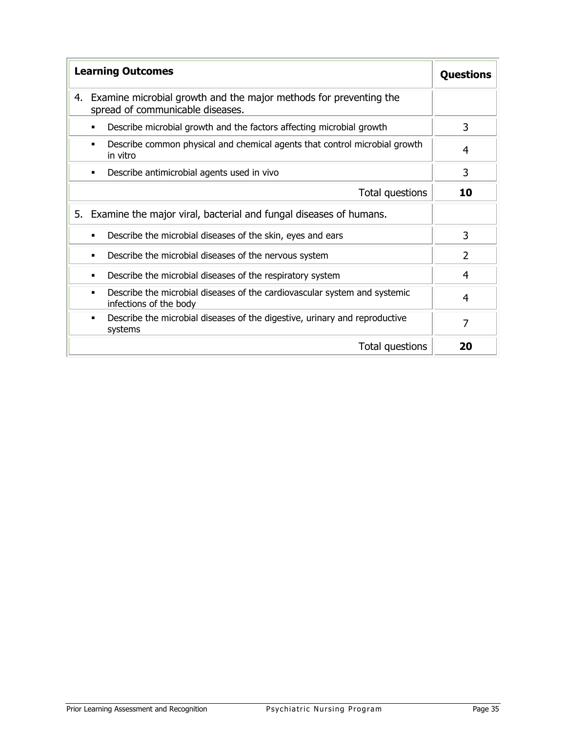| Learning Outcomes | Questions |
|---|---|
| 4. Examine microbial growth and the major methods for preventing the spread of communicable diseases. | |
| ▪ Describe microbial growth and the factors affecting microbial growth | 3 |
| ▪ Describe common physical and chemical agents that control microbial growth in vitro | 4 |
| ▪ Describe antimicrobial agents used in vivo | 3 |
| Total questions | **10** |
| 5. Examine the major viral, bacterial and fungal diseases of humans. | |
| ▪ Describe the microbial diseases of the skin, eyes and ears | 3 |
| ▪ Describe the microbial diseases of the nervous system | 2 |
| ▪ Describe the microbial diseases of the respiratory system | 4 |
| ▪ Describe the microbial diseases of the cardiovascular system and systemic infections of the body | 4 |
| ▪ Describe the microbial diseases of the digestive, urinary and reproductive systems | 7 |
| Total questions | **20** |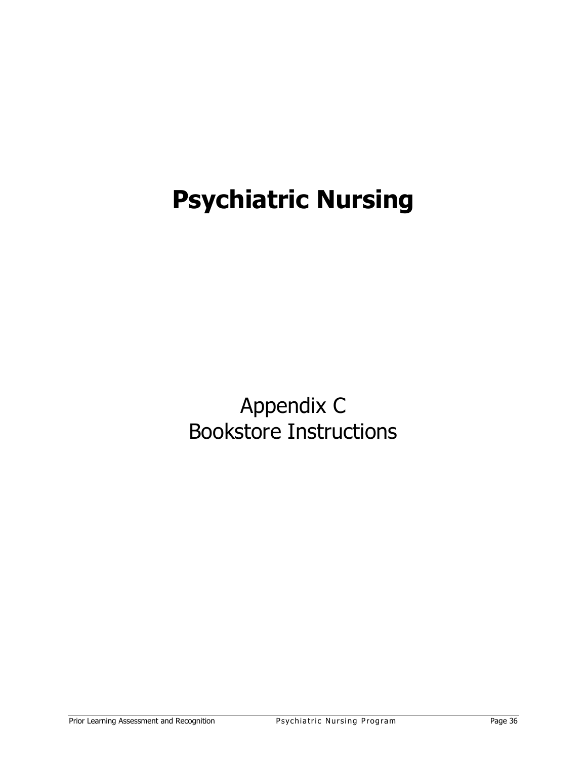# Psychiatric Nursing

Appendix C
Bookstore Instructions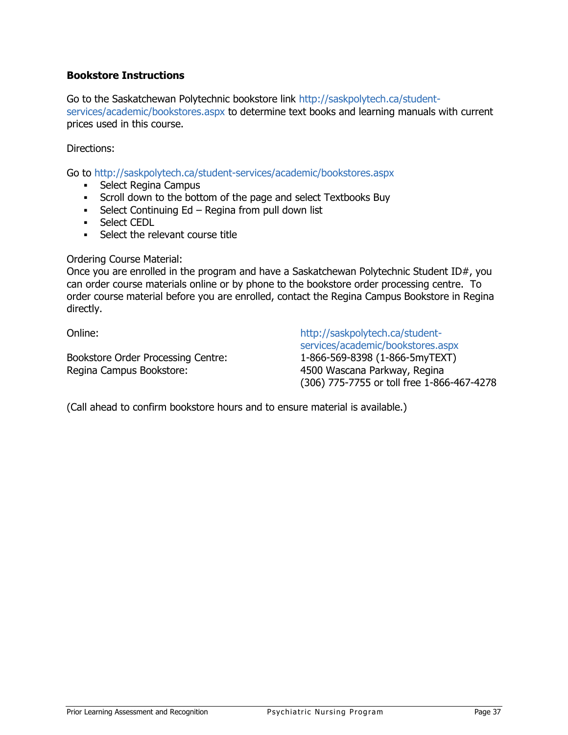### Bookstore Instructions

Go to the Saskatchewan Polytechnic bookstore link http://saskpolytech.ca/student-services/academic/bookstores.aspx to determine text books and learning manuals with current prices used in this course.

Directions:

Go to http://saskpolytech.ca/student-services/academic/bookstores.aspx

- Select Regina Campus
- Scroll down to the bottom of the page and select Textbooks Buy
- Select Continuing Ed – Regina from pull down list
- Select CEDL
- Select the relevant course title

Ordering Course Material:
Once you are enrolled in the program and have a Saskatchewan Polytechnic Student ID#, you can order course materials online or by phone to the bookstore order processing centre. To order course material before you are enrolled, contact the Regina Campus Bookstore in Regina directly.

| | |
|---|---|
| Online: | http://saskpolytech.ca/student-services/academic/bookstores.aspx |
| Bookstore Order Processing Centre: | 1-866-569-8398 (1-866-5myTEXT) |
| Regina Campus Bookstore: | 4500 Wascana Parkway, Regina<br>(306) 775-7755 or toll free 1-866-467-4278 |

(Call ahead to confirm bookstore hours and to ensure material is available.)